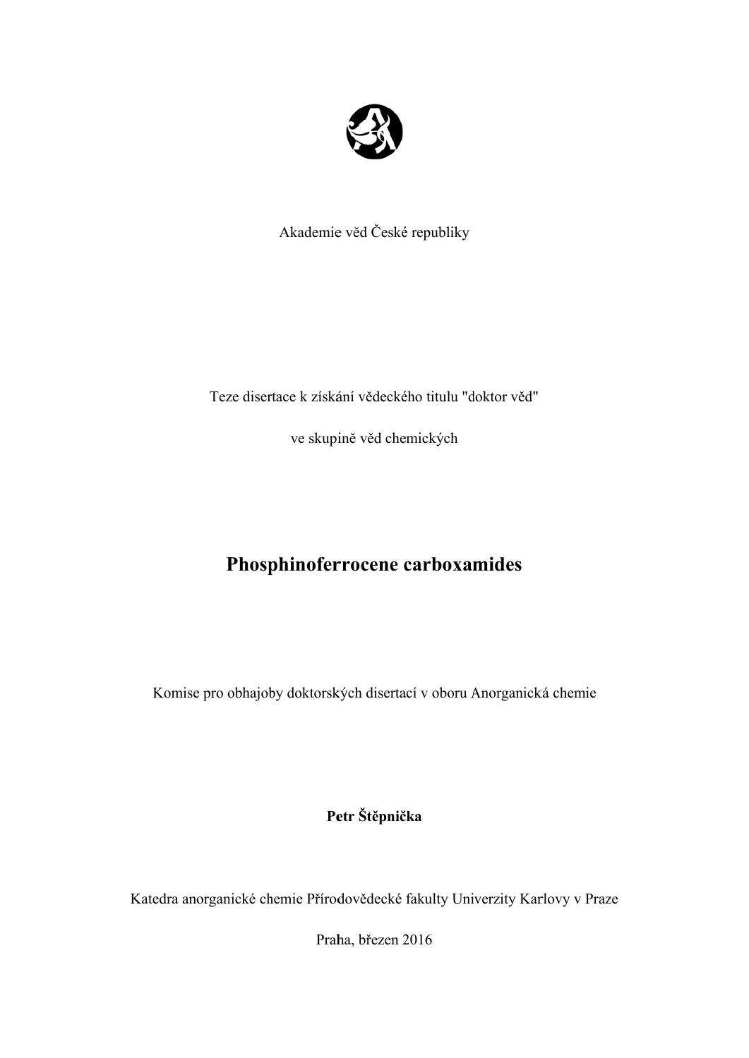Akademie věd České republiky

Teze disertace k získání vědeckého titulu "doktor věd"

ve skupině věd chemických

# Phosphinoferrocene carboxamides

Komise pro obhajoby doktorských disertací v oboru Anorganická chemie

**Petr Štěpnička**

Katedra anorganické chemie Přírodovědecké fakulty Univerzity Karlovy v Praze

Praha, březen 2016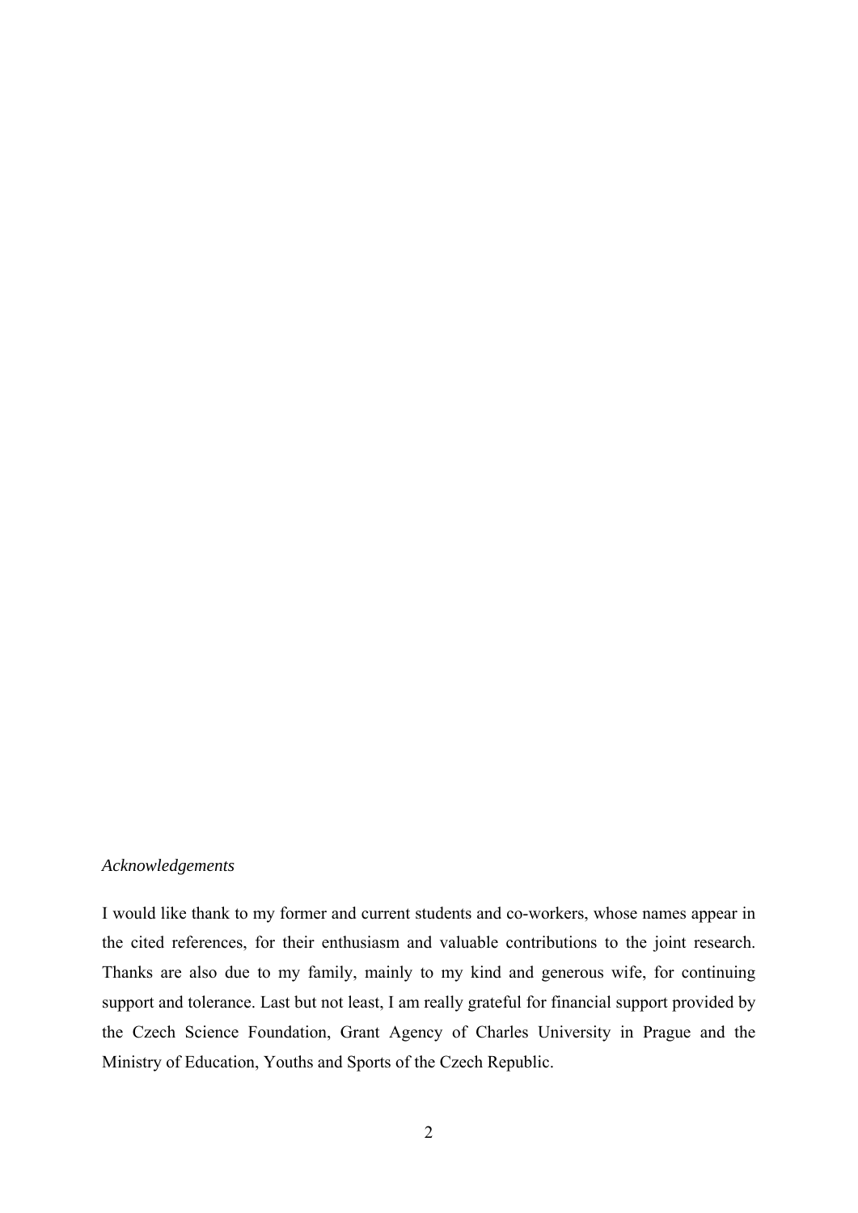*Acknowledgements*

I would like thank to my former and current students and co-workers, whose names appear in the cited references, for their enthusiasm and valuable contributions to the joint research. Thanks are also due to my family, mainly to my kind and generous wife, for continuing support and tolerance. Last but not least, I am really grateful for financial support provided by the Czech Science Foundation, Grant Agency of Charles University in Prague and the Ministry of Education, Youths and Sports of the Czech Republic.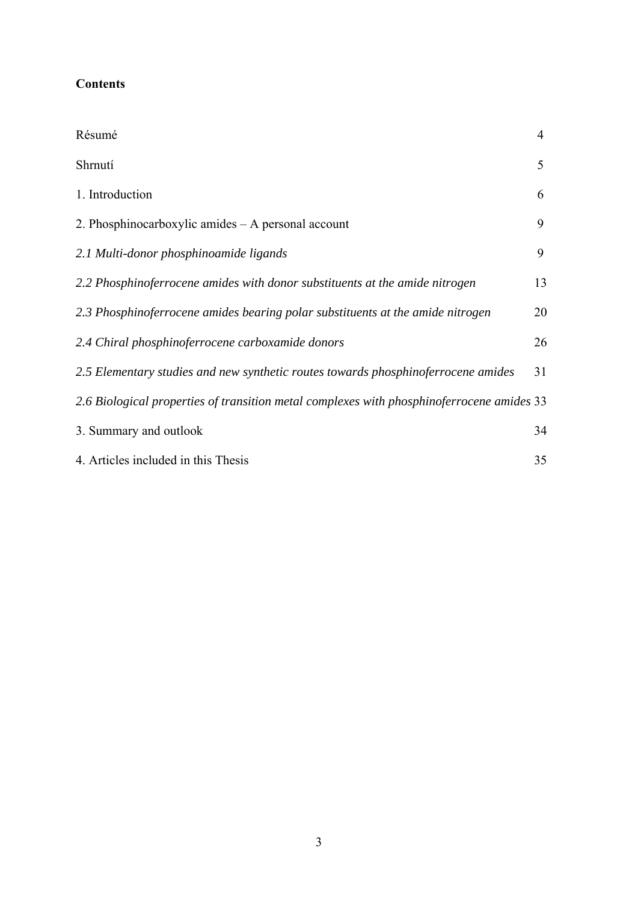**Contents**

| | |
|---|---|
| Résumé | 4 |
| Shrnutí | 5 |
| 1. Introduction | 6 |
| 2. Phosphinocarboxylic amides – A personal account | 9 |
| *2.1 Multi-donor phosphinoamide ligands* | 9 |
| *2.2 Phosphinoferrocene amides with donor substituents at the amide nitrogen* | 13 |
| *2.3 Phosphinoferrocene amides bearing polar substituents at the amide nitrogen* | 20 |
| *2.4 Chiral phosphinoferrocene carboxamide donors* | 26 |
| *2.5 Elementary studies and new synthetic routes towards phosphinoferrocene amides* | 31 |
| *2.6 Biological properties of transition metal complexes with phosphinoferrocene amides* | 33 |
| 3. Summary and outlook | 34 |
| 4. Articles included in this Thesis | 35 |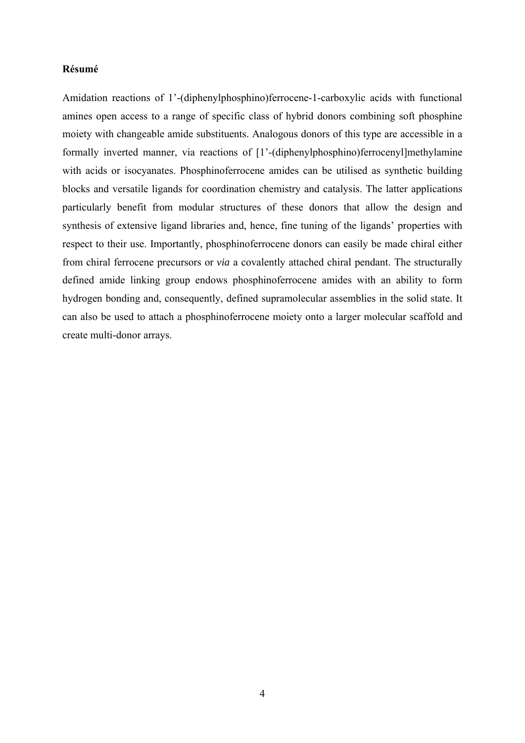**Résumé**

Amidation reactions of 1'-(diphenylphosphino)ferrocene-1-carboxylic acids with functional amines open access to a range of specific class of hybrid donors combining soft phosphine moiety with changeable amide substituents. Analogous donors of this type are accessible in a formally inverted manner, via reactions of [1'-(diphenylphosphino)ferrocenyl]methylamine with acids or isocyanates. Phosphinoferrocene amides can be utilised as synthetic building blocks and versatile ligands for coordination chemistry and catalysis. The latter applications particularly benefit from modular structures of these donors that allow the design and synthesis of extensive ligand libraries and, hence, fine tuning of the ligands' properties with respect to their use. Importantly, phosphinoferrocene donors can easily be made chiral either from chiral ferrocene precursors or *via* a covalently attached chiral pendant. The structurally defined amide linking group endows phosphinoferrocene amides with an ability to form hydrogen bonding and, consequently, defined supramolecular assemblies in the solid state. It can also be used to attach a phosphinoferrocene moiety onto a larger molecular scaffold and create multi-donor arrays.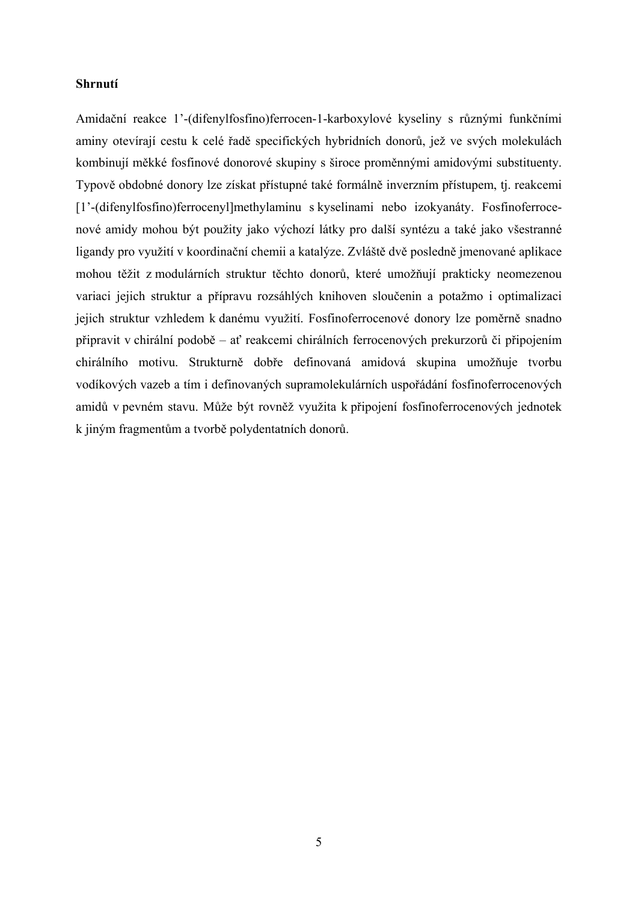**Shrnutí**

Amidační reakce 1'-(difenylfosfino)ferrocen-1-karboxylové kyseliny s různými funkčními aminy otevírají cestu k celé řadě specifických hybridních donorů, jež ve svých molekulách kombinují měkké fosfinové donorové skupiny s široce proměnnými amidovými substituenty. Typově obdobné donory lze získat přístupné také formálně inverzním přístupem, tj. reakcemi [1'-(difenylfosfino)ferrocenyl]methylaminu s kyselinami nebo izokyanáty. Fosfinoferrocenové amidy mohou být použity jako výchozí látky pro další syntézu a také jako všestranné ligandy pro využití v koordinační chemii a katalýze. Zvláště dvě posledně jmenované aplikace mohou těžit z modulárních struktur těchto donorů, které umožňují prakticky neomezenou variaci jejich struktur a přípravu rozsáhlých knihoven sloučenin a potažmo i optimalizaci jejich struktur vzhledem k danému využití. Fosfinoferrocenové donory lze poměrně snadno připravit v chirální podobě – ať reakcemi chirálních ferrocenových prekurzorů či připojením chirálního motivu. Strukturně dobře definovaná amidová skupina umožňuje tvorbu vodíkových vazeb a tím i definovaných supramolekulárních uspořádání fosfinoferrocenových amidů v pevném stavu. Může být rovněž využita k připojení fosfinoferrocenových jednotek k jiným fragmentům a tvorbě polydentatních donorů.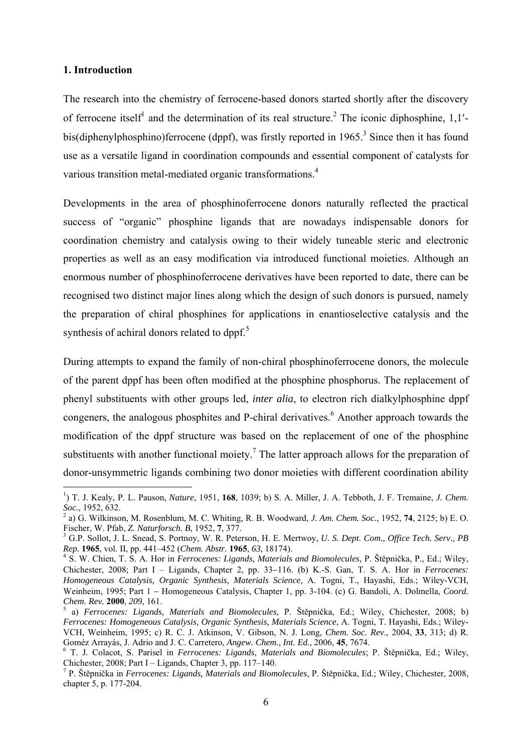## 1. Introduction

The research into the chemistry of ferrocene-based donors started shortly after the discovery of ferrocene itself[1] and the determination of its real structure.[2] The iconic diphosphine, 1,1′-bis(diphenylphosphino)ferrocene (dppf), was firstly reported in 1965.[3] Since then it has found use as a versatile ligand in coordination compounds and essential component of catalysts for various transition metal-mediated organic transformations.[4]

Developments in the area of phosphinoferrocene donors naturally reflected the practical success of "organic" phosphine ligands that are nowadays indispensable donors for coordination chemistry and catalysis owing to their widely tuneable steric and electronic properties as well as an easy modification via introduced functional moieties. Although an enormous number of phosphinoferrocene derivatives have been reported to date, there can be recognised two distinct major lines along which the design of such donors is pursued, namely the preparation of chiral phosphines for applications in enantioselective catalysis and the synthesis of achiral donors related to dppf.[5]

During attempts to expand the family of non-chiral phosphinoferrocene donors, the molecule of the parent dppf has been often modified at the phosphine phosphorus. The replacement of phenyl substituents with other groups led, *inter alia*, to electron rich dialkylphosphine dppf congeners, the analogous phosphites and P-chiral derivatives.[6] Another approach towards the modification of the dppf structure was based on the replacement of one of the phosphine substituents with another functional moiety.[7] The latter approach allows for the preparation of donor-unsymmetric ligands combining two donor moieties with different coordination ability

---

[1]) T. J. Kealy, P. L. Pauson, *Nature*, 1951, **168**, 1039; b) S. A. Miller, J. A. Tebboth, J. F. Tremaine, *J. Chem. Soc.*, 1952, 632.

[2] a) G. Wilkinson, M. Rosenblum, M. C. Whiting, R. B. Woodward, *J. Am. Chem. Soc.*, 1952, **74**, 2125; b) E. O. Fischer, W. Pfab, *Z. Naturforsch. B*, 1952, **7**, 377.

[3] G.P. Sollot, J. L. Snead, S. Portnoy, W. R. Peterson, H. E. Mertwoy, *U. S. Dept. Com., Office Tech. Serv., PB Rep.* **1965**, vol. II, pp. 441–452 (*Chem. Abstr.* **1965**, *63*, 18174).

[4] S. W. Chien, T. S. A. Hor in *Ferrocenes: Ligands, Materials and Biomolecules*, P. Štěpnička, P., Ed.; Wiley, Chichester, 2008; Part I – Ligands, Chapter 2, pp. 33–116. (b) K.-S. Gan, T. S. A. Hor in *Ferrocenes: Homogeneous Catalysis, Organic Synthesis, Materials Science*, A. Togni, T., Hayashi, Eds.; Wiley-VCH, Weinheim, 1995; Part 1 – Homogeneous Catalysis, Chapter 1, pp. 3-104. (c) G. Bandoli, A. Dolmella, *Coord. Chem. Rev.* **2000**, *209*, 161.

[5] a) *Ferrocenes: Ligands, Materials and Biomolecules*, P. Štěpnička, Ed.; Wiley, Chichester, 2008; b) *Ferrocenes: Homogeneous Catalysis, Organic Synthesis, Materials Science*, A. Togni, T. Hayashi, Eds.; Wiley-VCH, Weinheim, 1995; c) R. C. J. Atkinson, V. Gibson, N. J. Long, *Chem. Soc. Rev.*, 2004, **33**, 313; d) R. Goméz Arrayás, J. Adrio and J. C. Carretero, *Angew. Chem., Int. Ed.*, 2006, **45**, 7674.

[6] T. J. Colacot, S. Parisel in *Ferrocenes: Ligands, Materials and Biomolecules*; P. Štěpnička, Ed.; Wiley, Chichester, 2008; Part I – Ligands, Chapter 3, pp. 117–140.

[7] P. Štěpnička in *Ferrocenes: Ligands, Materials and Biomolecules*, P. Štěpnička, Ed.; Wiley, Chichester, 2008, chapter 5, p. 177-204.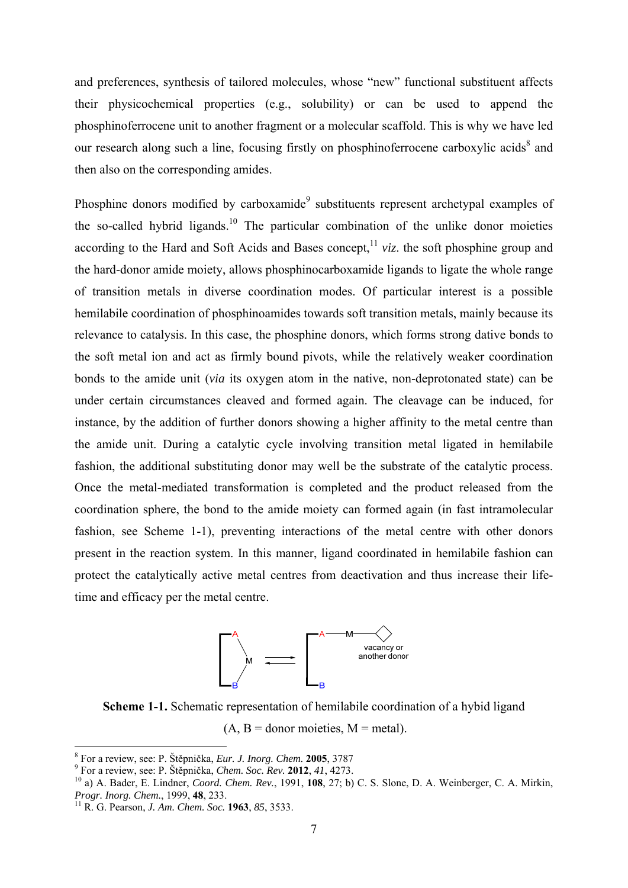and preferences, synthesis of tailored molecules, whose "new" functional substituent affects their physicochemical properties (e.g., solubility) or can be used to append the phosphinoferrocene unit to another fragment or a molecular scaffold. This is why we have led our research along such a line, focusing firstly on phosphinoferrocene carboxylic acids[8] and then also on the corresponding amides.

Phosphine donors modified by carboxamide[9] substituents represent archetypal examples of the so-called hybrid ligands.[10] The particular combination of the unlike donor moieties according to the Hard and Soft Acids and Bases concept,[11] *viz*. the soft phosphine group and the hard-donor amide moiety, allows phosphinocarboxamide ligands to ligate the whole range of transition metals in diverse coordination modes. Of particular interest is a possible hemilabile coordination of phosphinoamides towards soft transition metals, mainly because its relevance to catalysis. In this case, the phosphine donors, which forms strong dative bonds to the soft metal ion and act as firmly bound pivots, while the relatively weaker coordination bonds to the amide unit (*via* its oxygen atom in the native, non-deprotonated state) can be under certain circumstances cleaved and formed again. The cleavage can be induced, for instance, by the addition of further donors showing a higher affinity to the metal centre than the amide unit. During a catalytic cycle involving transition metal ligated in hemilabile fashion, the additional substituting donor may well be the substrate of the catalytic process. Once the metal-mediated transformation is completed and the product released from the coordination sphere, the bond to the amide moiety can formed again (in fast intramolecular fashion, see Scheme 1-1), preventing interactions of the metal centre with other donors present in the reaction system. In this manner, ligand coordinated in hemilabile fashion can protect the catalytically active metal centres from deactivation and thus increase their life-time and efficacy per the metal centre.

**Scheme 1-1.** Schematic representation of hemilabile coordination of a hybid ligand (A, B = donor moieties, M = metal).

---

[8] For a review, see: P. Štěpnička, *Eur. J. Inorg. Chem.* **2005**, 3787

[9] For a review, see: P. Štěpnička, *Chem. Soc. Rev.* **2012**, *41*, 4273.

[10] a) A. Bader, E. Lindner, *Coord. Chem. Rev.*, 1991, **108**, 27; b) C. S. Slone, D. A. Weinberger, C. A. Mirkin, *Progr. Inorg. Chem.*, 1999, **48**, 233.

[11] R. G. Pearson, *J. Am. Chem. Soc.* **1963**, *85*, 3533.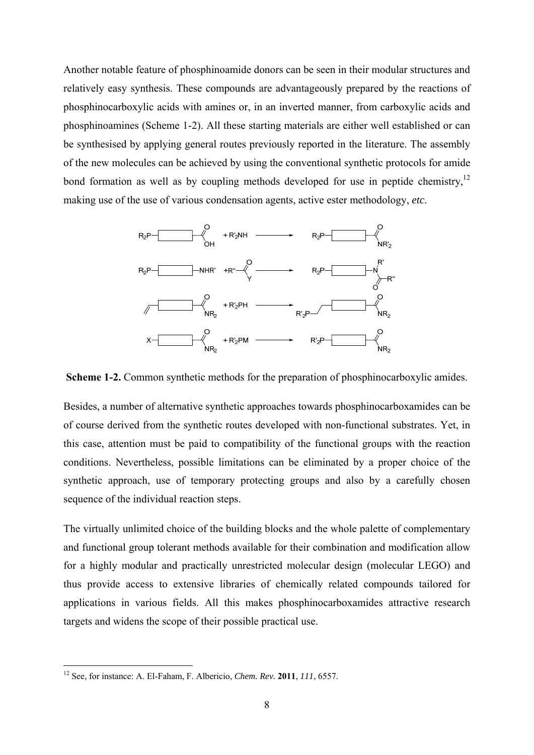Another notable feature of phosphinoamide donors can be seen in their modular structures and relatively easy synthesis. These compounds are advantageously prepared by the reactions of phosphinocarboxylic acids with amines or, in an inverted manner, from carboxylic acids and phosphinoamines (Scheme 1-2). All these starting materials are either well established or can be synthesised by applying general routes previously reported in the literature. The assembly of the new molecules can be achieved by using the conventional synthetic protocols for amide bond formation as well as by coupling methods developed for use in peptide chemistry,[12] making use of the use of various condensation agents, active ester methodology, *etc*.

**Scheme 1-2.** Common synthetic methods for the preparation of phosphinocarboxylic amides.

Besides, a number of alternative synthetic approaches towards phosphinocarboxamides can be of course derived from the synthetic routes developed with non-functional substrates. Yet, in this case, attention must be paid to compatibility of the functional groups with the reaction conditions. Nevertheless, possible limitations can be eliminated by a proper choice of the synthetic approach, use of temporary protecting groups and also by a carefully chosen sequence of the individual reaction steps.

The virtually unlimited choice of the building blocks and the whole palette of complementary and functional group tolerant methods available for their combination and modification allow for a highly modular and practically unrestricted molecular design (molecular LEGO) and thus provide access to extensive libraries of chemically related compounds tailored for applications in various fields. All this makes phosphinocarboxamides attractive research targets and widens the scope of their possible practical use.

[12] See, for instance: A. El-Faham, F. Albericio, *Chem. Rev.* **2011**, *111*, 6557.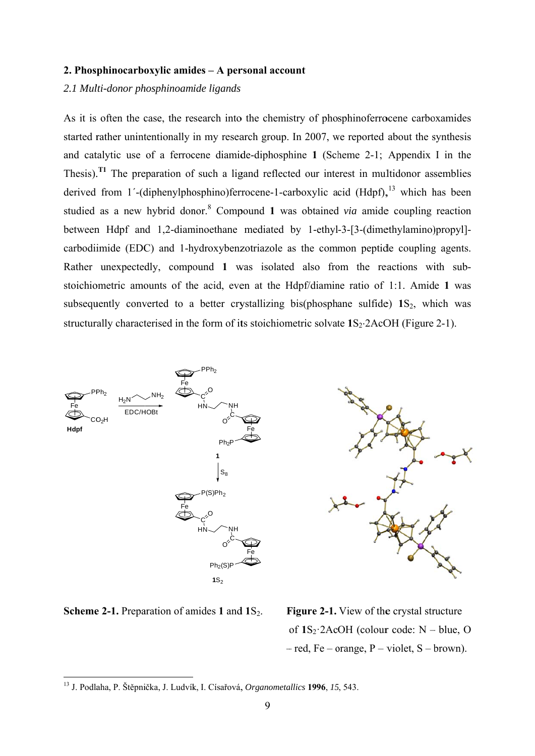## 2. Phosphinocarboxylic amides – A personal account

### *2.1 Multi-donor phosphinoamide ligands*

As it is often the case, the research into the chemistry of phosphinoferrocene carboxamides started rather unintentionally in my research group. In 2007, we reported about the synthesis and catalytic use of a ferrocene diamide-diphosphine **1** (Scheme 2-1; Appendix I in the Thesis).[T1] The preparation of such a ligand reflected our interest in multidonor assemblies derived from 1′-(diphenylphosphino)ferrocene-1-carboxylic acid (Hdpf),[13] which has been studied as a new hybrid donor.[8] Compound **1** was obtained *via* amide coupling reaction between Hdpf and 1,2-diaminoethane mediated by 1-ethyl-3-[3-(dimethylamino)propyl]-carbodiimide (EDC) and 1-hydroxybenzotriazole as the common peptide coupling agents. Rather unexpectedly, compound **1** was isolated also from the reactions with sub-stoichiometric amounts of the acid, even at the Hdpf/diamine ratio of 1:1. Amide **1** was subsequently converted to a better crystallizing bis(phosphane sulfide) $\mathbf{1}S_2$, which was structurally characterised in the form of its stoichiometric solvate $\mathbf{1}S_2{\cdot}2AcOH$ (Figure 2-1).

**Scheme 2-1.** Preparation of amides **1** and $\mathbf{1}S_2$.

**Figure 2-1.** View of the crystal structure of $\mathbf{1}S_2{\cdot}2AcOH$ (colour code: N – blue, O – red, Fe – orange, P – violet, S – brown).

---

[13] J. Podlaha, P. Štěpnička, J. Ludvík, I. Císařová, *Organometallics* **1996**, *15*, 543.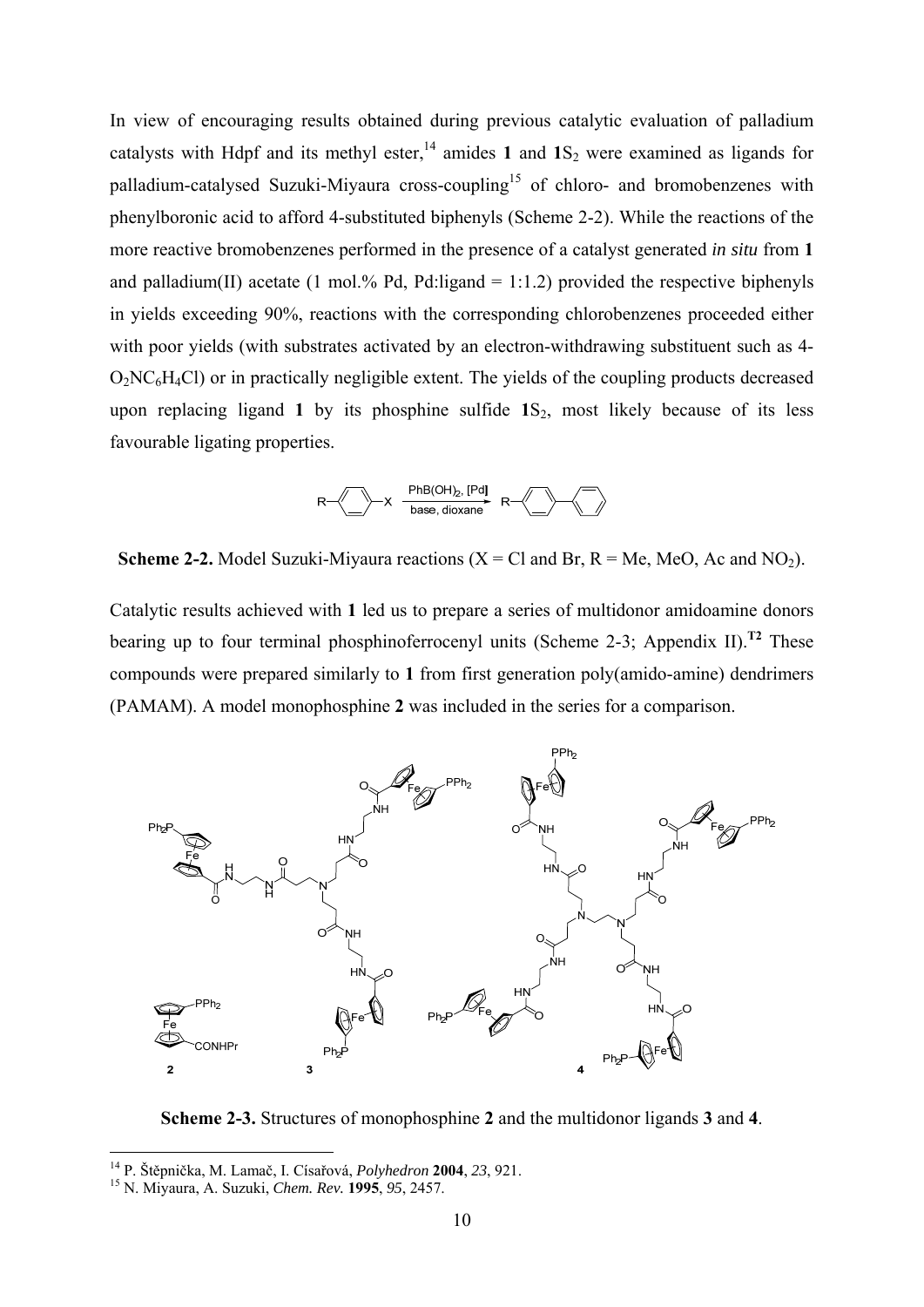In view of encouraging results obtained during previous catalytic evaluation of palladium catalysts with Hdpf and its methyl ester,[14] amides **1** and **1**$S_2$ were examined as ligands for palladium-catalysed Suzuki-Miyaura cross-coupling[15] of chloro- and bromobenzenes with phenylboronic acid to afford 4-substituted biphenyls (Scheme 2-2). While the reactions of the more reactive bromobenzenes performed in the presence of a catalyst generated *in situ* from **1** and palladium(II) acetate (1 mol.% Pd, Pd:ligand = 1:1.2) provided the respective biphenyls in yields exceeding 90%, reactions with the corresponding chlorobenzenes proceeded either with poor yields (with substrates activated by an electron-withdrawing substituent such as 4-$O_2NC_6H_4Cl$) or in practically negligible extent. The yields of the coupling products decreased upon replacing ligand **1** by its phosphine sulfide **1**$S_2$, most likely because of its less favourable ligating properties.

**Scheme 2-2.** Model Suzuki-Miyaura reactions (X = Cl and Br, R = Me, MeO, Ac and $NO_2$).

Catalytic results achieved with **1** led us to prepare a series of multidonor amidoamine donors bearing up to four terminal phosphinoferrocenyl units (Scheme 2-3; Appendix II).**[T2]** These compounds were prepared similarly to **1** from first generation poly(amido-amine) dendrimers (PAMAM). A model monophosphine **2** was included in the series for a comparison.

**Scheme 2-3.** Structures of monophosphine **2** and the multidonor ligands **3** and **4**.

---

[14] P. Štěpnička, M. Lamač, I. Císařová, *Polyhedron* **2004**, *23*, 921.

[15] N. Miyaura, A. Suzuki, *Chem. Rev.* **1995**, *95*, 2457.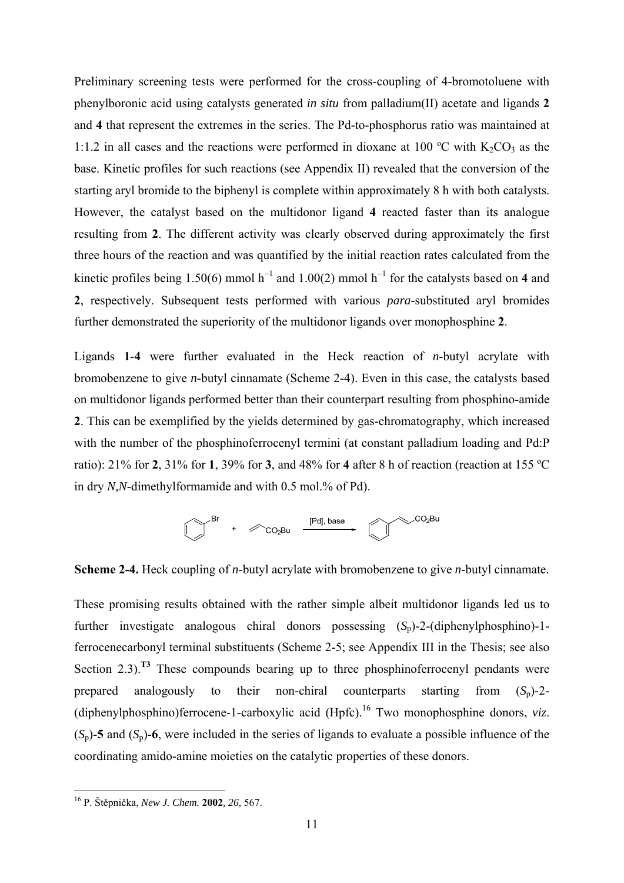Preliminary screening tests were performed for the cross-coupling of 4-bromotoluene with phenylboronic acid using catalysts generated *in situ* from palladium(II) acetate and ligands **2** and **4** that represent the extremes in the series. The Pd-to-phosphorus ratio was maintained at 1:1.2 in all cases and the reactions were performed in dioxane at 100 ºC with $K_2CO_3$ as the base. Kinetic profiles for such reactions (see Appendix II) revealed that the conversion of the starting aryl bromide to the biphenyl is complete within approximately 8 h with both catalysts. However, the catalyst based on the multidonor ligand **4** reacted faster than its analogue resulting from **2**. The different activity was clearly observed during approximately the first three hours of the reaction and was quantified by the initial reaction rates calculated from the kinetic profiles being 1.50(6) mmol $h^{-1}$ and 1.00(2) mmol $h^{-1}$ for the catalysts based on **4** and **2**, respectively. Subsequent tests performed with various *para*-substituted aryl bromides further demonstrated the superiority of the multidonor ligands over monophosphine **2**.

Ligands **1**-**4** were further evaluated in the Heck reaction of *n*-butyl acrylate with bromobenzene to give *n*-butyl cinnamate (Scheme 2-4). Even in this case, the catalysts based on multidonor ligands performed better than their counterpart resulting from phosphino-amide **2**. This can be exemplified by the yields determined by gas-chromatography, which increased with the number of the phosphinoferrocenyl termini (at constant palladium loading and Pd:P ratio): 21% for **2**, 31% for **1**, 39% for **3**, and 48% for **4** after 8 h of reaction (reaction at 155 ºC in dry *N,N*-dimethylformamide and with 0.5 mol.% of Pd).

$$\mathrm{PhBr} + \mathrm{CH_2{=}CHCO_2Bu} \xrightarrow{[\mathrm{Pd}],\ \mathrm{base}} \mathrm{PhCH{=}CHCO_2Bu}$$

**Scheme 2-4.** Heck coupling of *n*-butyl acrylate with bromobenzene to give *n*-butyl cinnamate.

These promising results obtained with the rather simple albeit multidonor ligands led us to further investigate analogous chiral donors possessing ($S_p$)-2-(diphenylphosphino)-1-ferrocenecarbonyl terminal substituents (Scheme 2-5; see Appendix III in the Thesis; see also Section 2.3).**[T3]** These compounds bearing up to three phosphinoferrocenyl pendants were prepared analogously to their non-chiral counterparts starting from ($S_p$)-2-(diphenylphosphino)ferrocene-1-carboxylic acid (Hpfc).[16] Two monophosphine donors, *viz*. ($S_p$)-**5** and ($S_p$)-**6**, were included in the series of ligands to evaluate a possible influence of the coordinating amido-amine moieties on the catalytic properties of these donors.

[16] P. Štěpnička, *New J. Chem.* **2002**, *26*, 567.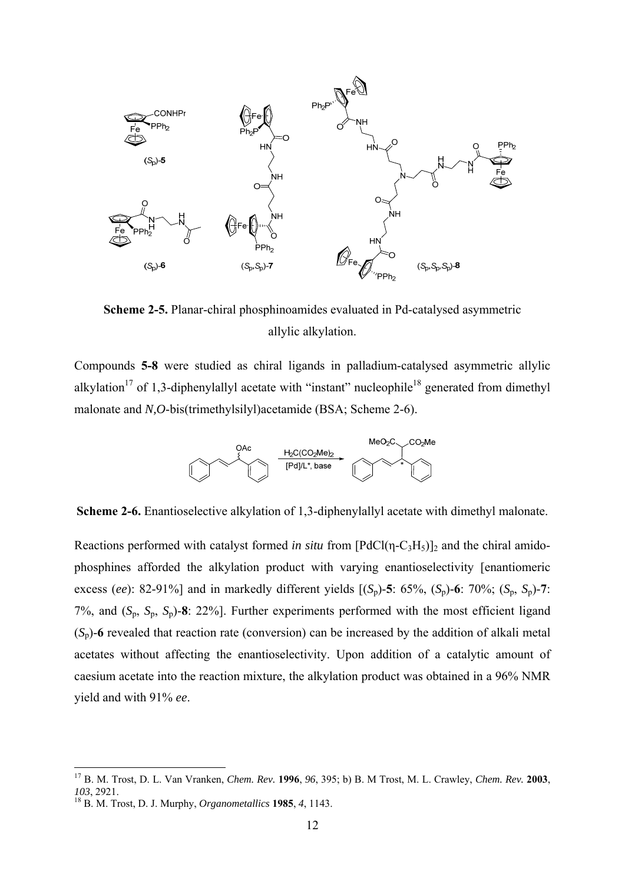**Scheme 2-5.** Planar-chiral phosphinoamides evaluated in Pd-catalysed asymmetric allylic alkylation.

Compounds **5-8** were studied as chiral ligands in palladium-catalysed asymmetric allylic alkylation[17] of 1,3-diphenylallyl acetate with "instant" nucleophile[18] generated from dimethyl malonate and *N,O*-bis(trimethylsilyl)acetamide (BSA; Scheme 2-6).

**Scheme 2-6.** Enantioselective alkylation of 1,3-diphenylallyl acetate with dimethyl malonate.

Reactions performed with catalyst formed *in situ* from $[PdCl(\eta\text{-}C_3H_5)]_2$ and the chiral amido-phosphines afforded the alkylation product with varying enantioselectivity [enantiomeric excess (*ee*): 82-91%] and in markedly different yields [($S_p$)-**5**: 65%, ($S_p$)-**6**: 70%; ($S_p$, $S_p$)-**7**: 7%, and ($S_p$, $S_p$, $S_p$)-**8**: 22%]. Further experiments performed with the most efficient ligand ($S_p$)-**6** revealed that reaction rate (conversion) can be increased by the addition of alkali metal acetates without affecting the enantioselectivity. Upon addition of a catalytic amount of caesium acetate into the reaction mixture, the alkylation product was obtained in a 96% NMR yield and with 91% *ee*.

---

[17] B. M. Trost, D. L. Van Vranken, *Chem. Rev.* **1996**, *96*, 395; b) B. M Trost, M. L. Crawley, *Chem. Rev.* **2003**, *103*, 2921.

[18] B. M. Trost, D. J. Murphy, *Organometallics* **1985**, *4*, 1143.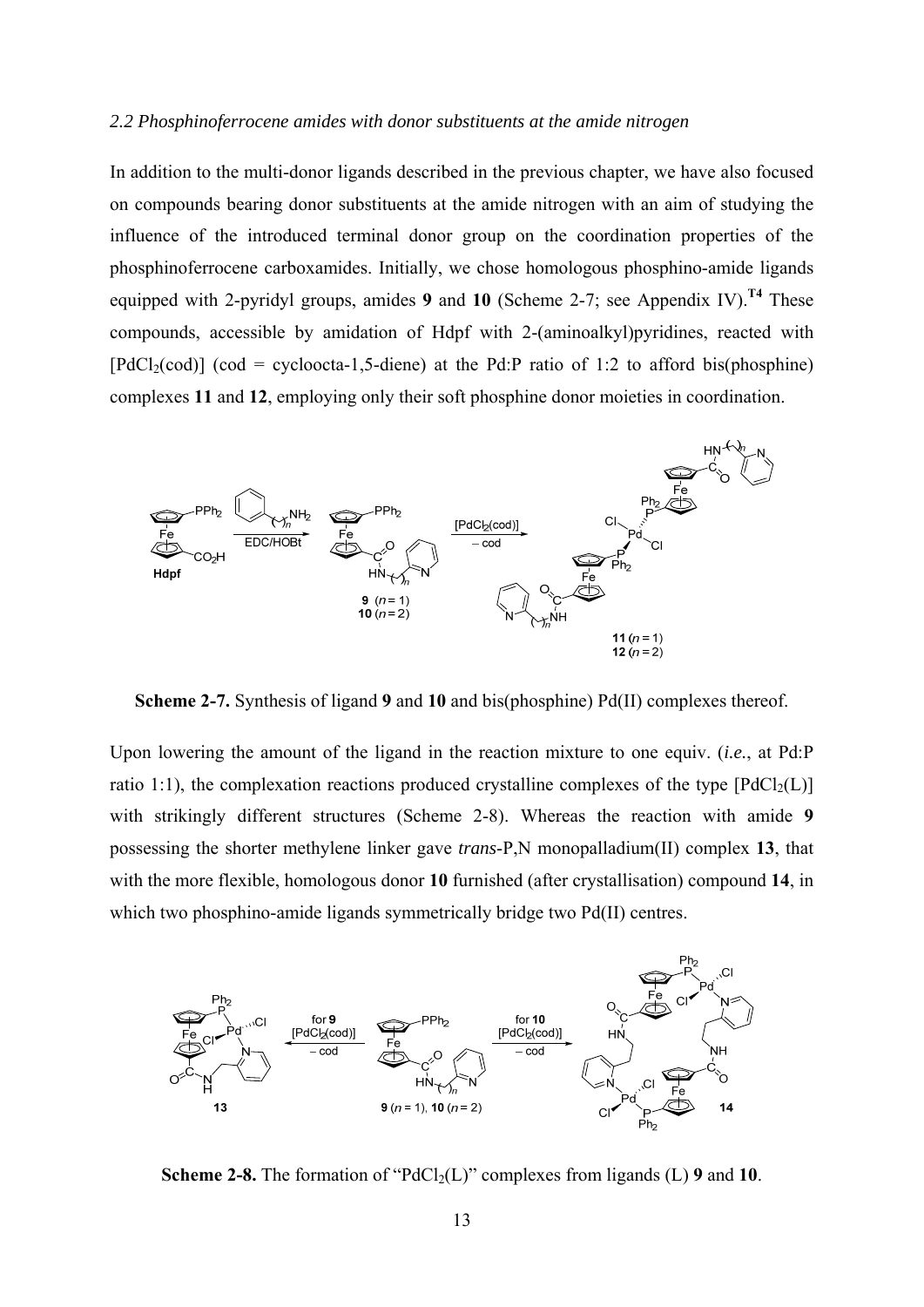*2.2 Phosphinoferrocene amides with donor substituents at the amide nitrogen*

In addition to the multi-donor ligands described in the previous chapter, we have also focused on compounds bearing donor substituents at the amide nitrogen with an aim of studying the influence of the introduced terminal donor group on the coordination properties of the phosphinoferrocene carboxamides. Initially, we chose homologous phosphino-amide ligands equipped with 2-pyridyl groups, amides **9** and **10** (Scheme 2-7; see Appendix IV).[T4] These compounds, accessible by amidation of Hdpf with 2-(aminoalkyl)pyridines, reacted with $[PdCl_2(cod)]$ (cod = cycloocta-1,5-diene) at the Pd:P ratio of 1:2 to afford bis(phosphine) complexes **11** and **12**, employing only their soft phosphine donor moieties in coordination.

**Scheme 2-7.** Synthesis of ligand **9** and **10** and bis(phosphine) Pd(II) complexes thereof.

Upon lowering the amount of the ligand in the reaction mixture to one equiv. (*i.e.*, at Pd:P ratio 1:1), the complexation reactions produced crystalline complexes of the type $[PdCl_2(L)]$ with strikingly different structures (Scheme 2-8). Whereas the reaction with amide **9** possessing the shorter methylene linker gave *trans*-P,N monopalladium(II) complex **13**, that with the more flexible, homologous donor **10** furnished (after crystallisation) compound **14**, in which two phosphino-amide ligands symmetrically bridge two Pd(II) centres.

**Scheme 2-8.** The formation of "$PdCl_2(L)$" complexes from ligands (L) **9** and **10**.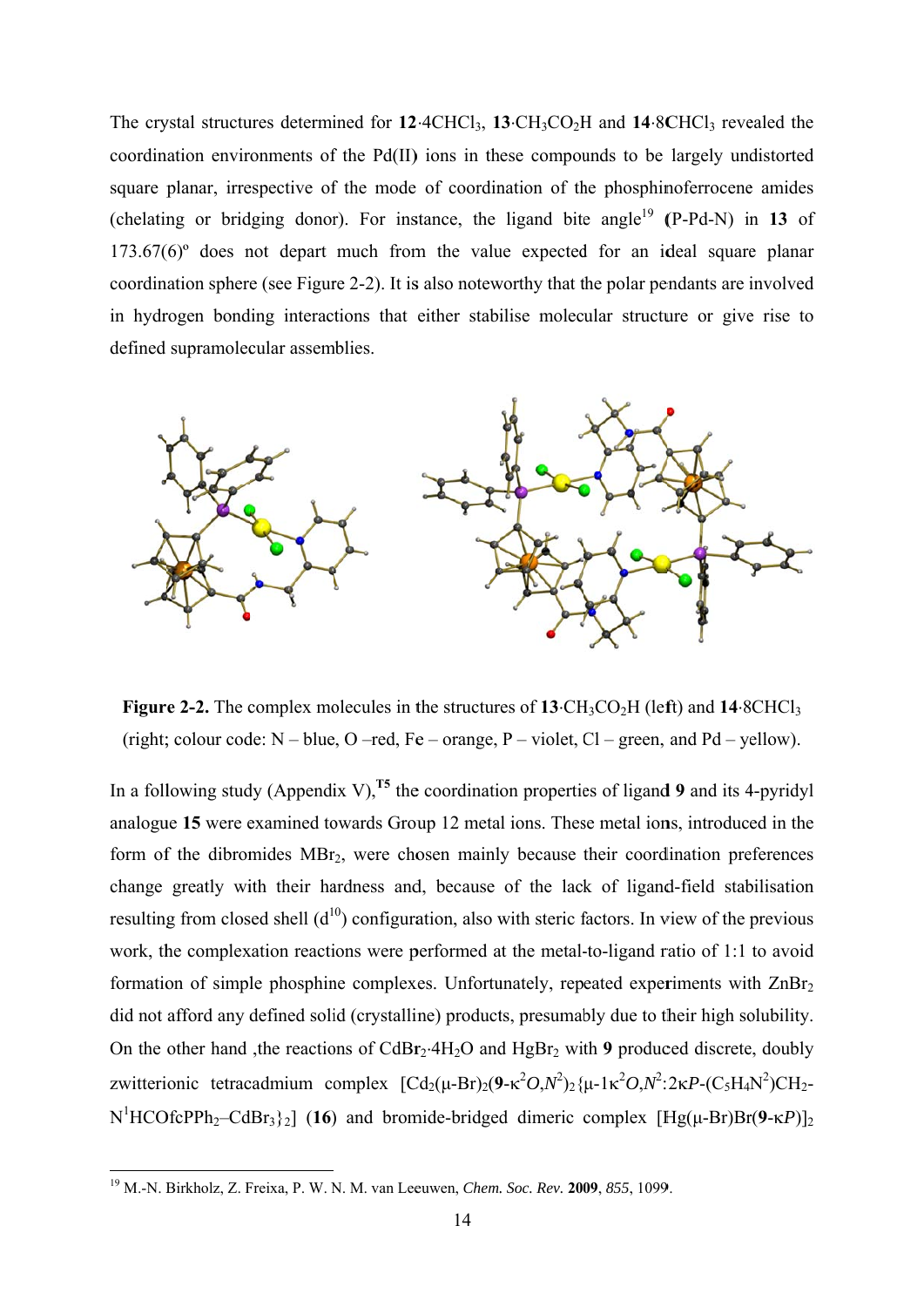The crystal structures determined for **12**·4CHCl$_3$, **13**·CH$_3$CO$_2$H and **14**·8CHCl$_3$ revealed the coordination environments of the Pd(II) ions in these compounds to be largely undistorted square planar, irrespective of the mode of coordination of the phosphinoferrocene amides (chelating or bridging donor). For instance, the ligand bite angle[19] (P-Pd-N) in **13** of 173.67(6)º does not depart much from the value expected for an ideal square planar coordination sphere (see Figure 2-2). It is also noteworthy that the polar pendants are involved in hydrogen bonding interactions that either stabilise molecular structure or give rise to defined supramolecular assemblies.

**Figure 2-2.** The complex molecules in the structures of **13**·CH$_3$CO$_2$H (left) and **14**·8CHCl$_3$ (right; colour code: N – blue, O –red, Fe – orange, P – violet, Cl – green, and Pd – yellow).

In a following study (Appendix V),[T5] the coordination properties of ligand **9** and its 4-pyridyl analogue **15** were examined towards Group 12 metal ions. These metal ions, introduced in the form of the dibromides MBr$_2$, were chosen mainly because their coordination preferences change greatly with their hardness and, because of the lack of ligand-field stabilisation resulting from closed shell (d$^{10}$) configuration, also with steric factors. In view of the previous work, the complexation reactions were performed at the metal-to-ligand ratio of 1:1 to avoid formation of simple phosphine complexes. Unfortunately, repeated experiments with ZnBr$_2$ did not afford any defined solid (crystalline) products, presumably due to their high solubility. On the other hand ,the reactions of CdBr$_2$·4H$_2$O and HgBr$_2$ with **9** produced discrete, doubly zwitterionic tetracadmium complex [Cd$_2$(μ-Br)$_2$(**9**-κ$^2$*O*,*N*$^2$)$_2${μ-1κ$^2$*O*,*N*$^2$:2κ*P*-(C$_5$H$_4$N$^2$)CH$_2$-N$^1$HCOfcPPh$_2$–CdBr$_3$}$_2$] (**16**) and bromide-bridged dimeric complex [Hg(μ-Br)Br(**9**-κ*P*)]$_2$

[19] M.-N. Birkholz, Z. Freixa, P. W. N. M. van Leeuwen, *Chem. Soc. Rev.* **2009**, *855*, 1099.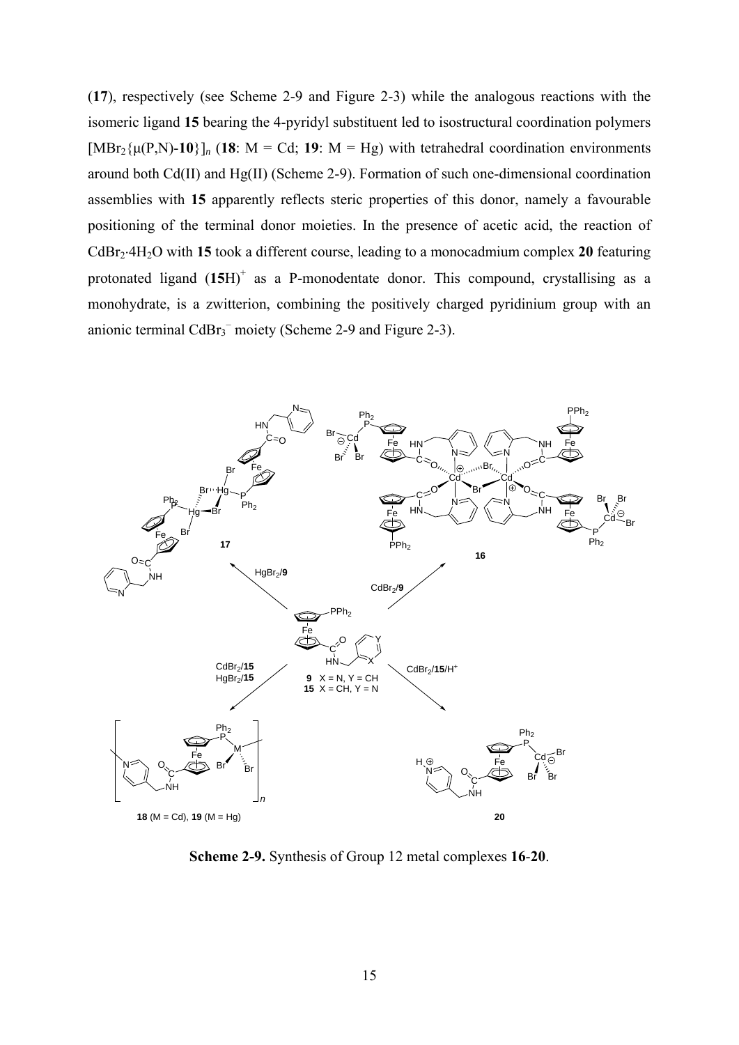(**17**), respectively (see Scheme 2-9 and Figure 2-3) while the analogous reactions with the isomeric ligand **15** bearing the 4-pyridyl substituent led to isostructural coordination polymers $[MBr_2\{\mu(P,N)\text{-}\mathbf{10}\}]_n$ (**18**: M = Cd; **19**: M = Hg) with tetrahedral coordination environments around both Cd(II) and Hg(II) (Scheme 2-9). Formation of such one-dimensional coordination assemblies with **15** apparently reflects steric properties of this donor, namely a favourable positioning of the terminal donor moieties. In the presence of acetic acid, the reaction of $CdBr_2{\cdot}4H_2O$ with **15** took a different course, leading to a monocadmium complex **20** featuring protonated ligand $(\mathbf{15}H)^+$ as a P-monodentate donor. This compound, crystallising as a monohydrate, is a zwitterion, combining the positively charged pyridinium group with an anionic terminal $CdBr_3^-$ moiety (Scheme 2-9 and Figure 2-3).

**Scheme 2-9.** Synthesis of Group 12 metal complexes **16**-**20**.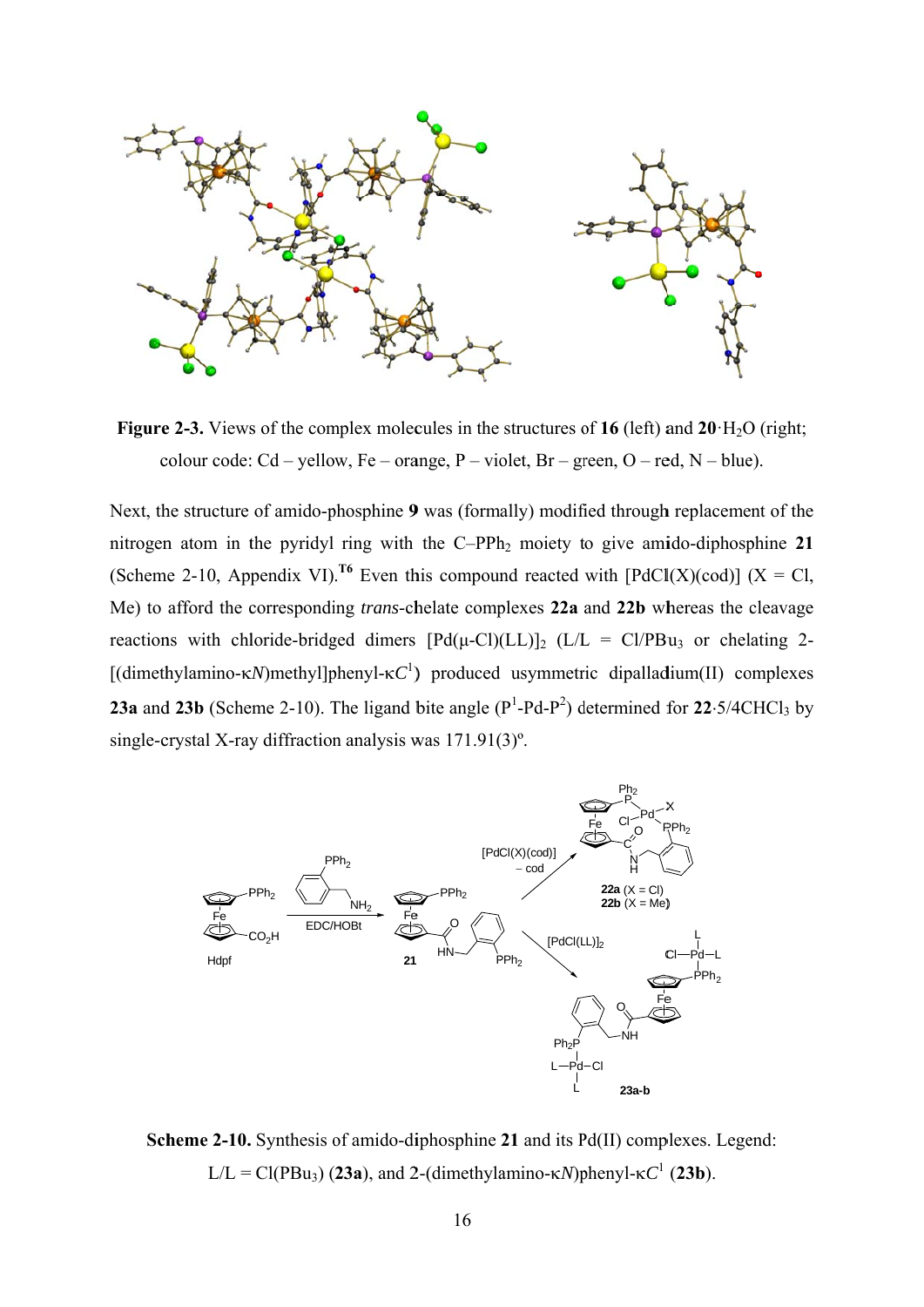**Figure 2-3.** Views of the complex molecules in the structures of **16** (left) and **20**·$H_2O$ (right; colour code: Cd – yellow, Fe – orange, P – violet, Br – green, O – red, N – blue).

Next, the structure of amido-phosphine **9** was (formally) modified through replacement of the nitrogen atom in the pyridyl ring with the C–$PPh_2$ moiety to give amido-diphosphine **21** (Scheme 2-10, Appendix VI).[T6] Even this compound reacted with [PdCl(X)(cod)] (X = Cl, Me) to afford the corresponding *trans*-chelate complexes **22a** and **22b** whereas the cleavage reactions with chloride-bridged dimers [Pd(μ-Cl)(LL)]$_2$ (L/L = Cl/$PBu_3$ or chelating 2-[(dimethylamino-κ*N*)methyl]phenyl-κ$C^1$) produced usymmetric dipalladium(II) complexes **23a** and **23b** (Scheme 2-10). The ligand bite angle ($P^1$-Pd-$P^2$) determined for **22**·5/4$CHCl_3$ by single-crystal X-ray diffraction analysis was 171.91(3)º.

**Scheme 2-10.** Synthesis of amido-diphosphine **21** and its Pd(II) complexes. Legend: L/L = Cl($PBu_3$) (**23a**), and 2-(dimethylamino-κ*N*)phenyl-κ$C^1$ (**23b**).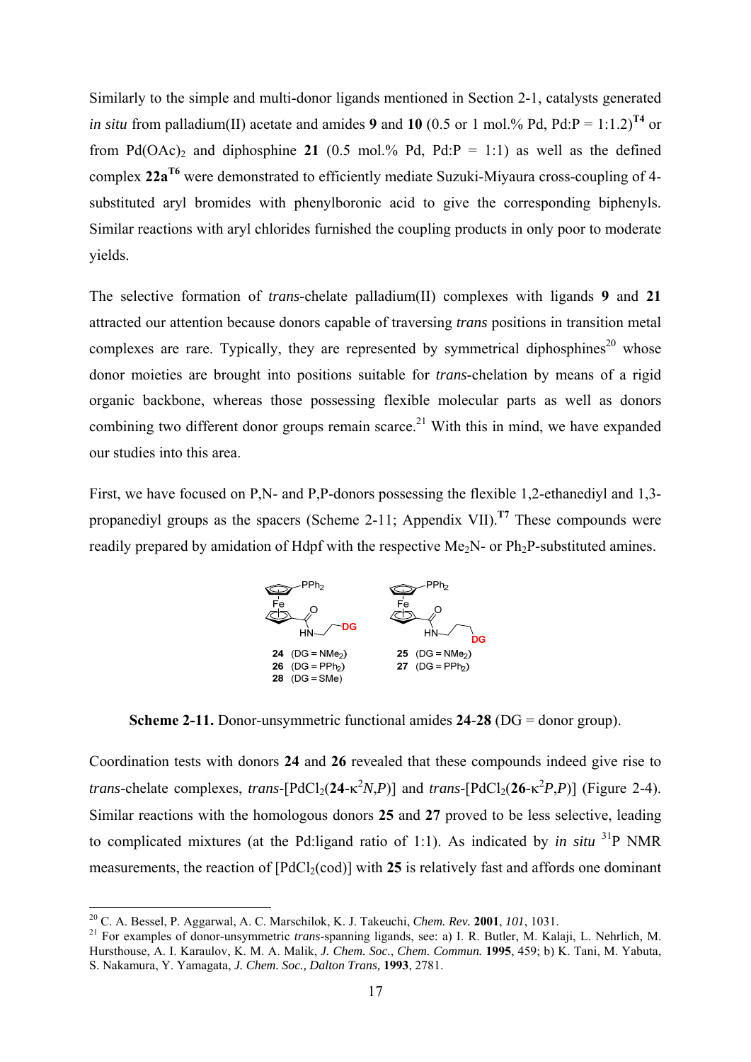Similarly to the simple and multi-donor ligands mentioned in Section 2-1, catalysts generated *in situ* from palladium(II) acetate and amides **9** and **10** (0.5 or 1 mol.% Pd, Pd:P = 1:1.2)**[T4]** or from $Pd(OAc)_2$ and diphosphine **21** (0.5 mol.% Pd, Pd:P = 1:1) as well as the defined complex **22a**[T6] were demonstrated to efficiently mediate Suzuki-Miyaura cross-coupling of 4-substituted aryl bromides with phenylboronic acid to give the corresponding biphenyls. Similar reactions with aryl chlorides furnished the coupling products in only poor to moderate yields.

The selective formation of *trans*-chelate palladium(II) complexes with ligands **9** and **21** attracted our attention because donors capable of traversing *trans* positions in transition metal complexes are rare. Typically, they are represented by symmetrical diphosphines[20] whose donor moieties are brought into positions suitable for *trans*-chelation by means of a rigid organic backbone, whereas those possessing flexible molecular parts as well as donors combining two different donor groups remain scarce.[21] With this in mind, we have expanded our studies into this area.

First, we have focused on P,N- and P,P-donors possessing the flexible 1,2-ethanediyl and 1,3-propanediyl groups as the spacers (Scheme 2-11; Appendix VII).**[T7]** These compounds were readily prepared by amidation of Hdpf with the respective $Me_2N$- or $Ph_2P$-substituted amines.

**24** (DG = $NMe_2$)
**26** (DG = $PPh_2$)
**28** (DG = SMe)

**25** (DG = $NMe_2$)
**27** (DG = $PPh_2$)

**Scheme 2-11.** Donor-unsymmetric functional amides **24**-**28** (DG = donor group).

Coordination tests with donors **24** and **26** revealed that these compounds indeed give rise to *trans*-chelate complexes, *trans*-$[PdCl_2(\mathbf{24}\text{-}\kappa^2 N,P)]$ and *trans*-$[PdCl_2(\mathbf{26}\text{-}\kappa^2 P,P)]$ (Figure 2-4). Similar reactions with the homologous donors **25** and **27** proved to be less selective, leading to complicated mixtures (at the Pd:ligand ratio of 1:1). As indicated by *in situ* $^{31}P$ NMR measurements, the reaction of $[PdCl_2(cod)]$ with **25** is relatively fast and affords one dominant

[20] C. A. Bessel, P. Aggarwal, A. C. Marschilok, K. J. Takeuchi, *Chem. Rev.* **2001**, *101*, 1031.

[21] For examples of donor-unsymmetric *trans*-spanning ligands, see: a) I. R. Butler, M. Kalaji, L. Nehrlich, M. Hursthouse, A. I. Karaulov, K. M. A. Malik, *J. Chem. Soc., Chem. Commun.* **1995**, 459; b) K. Tani, M. Yabuta, S. Nakamura, Y. Yamagata, *J. Chem. Soc., Dalton Trans,* **1993**, 2781.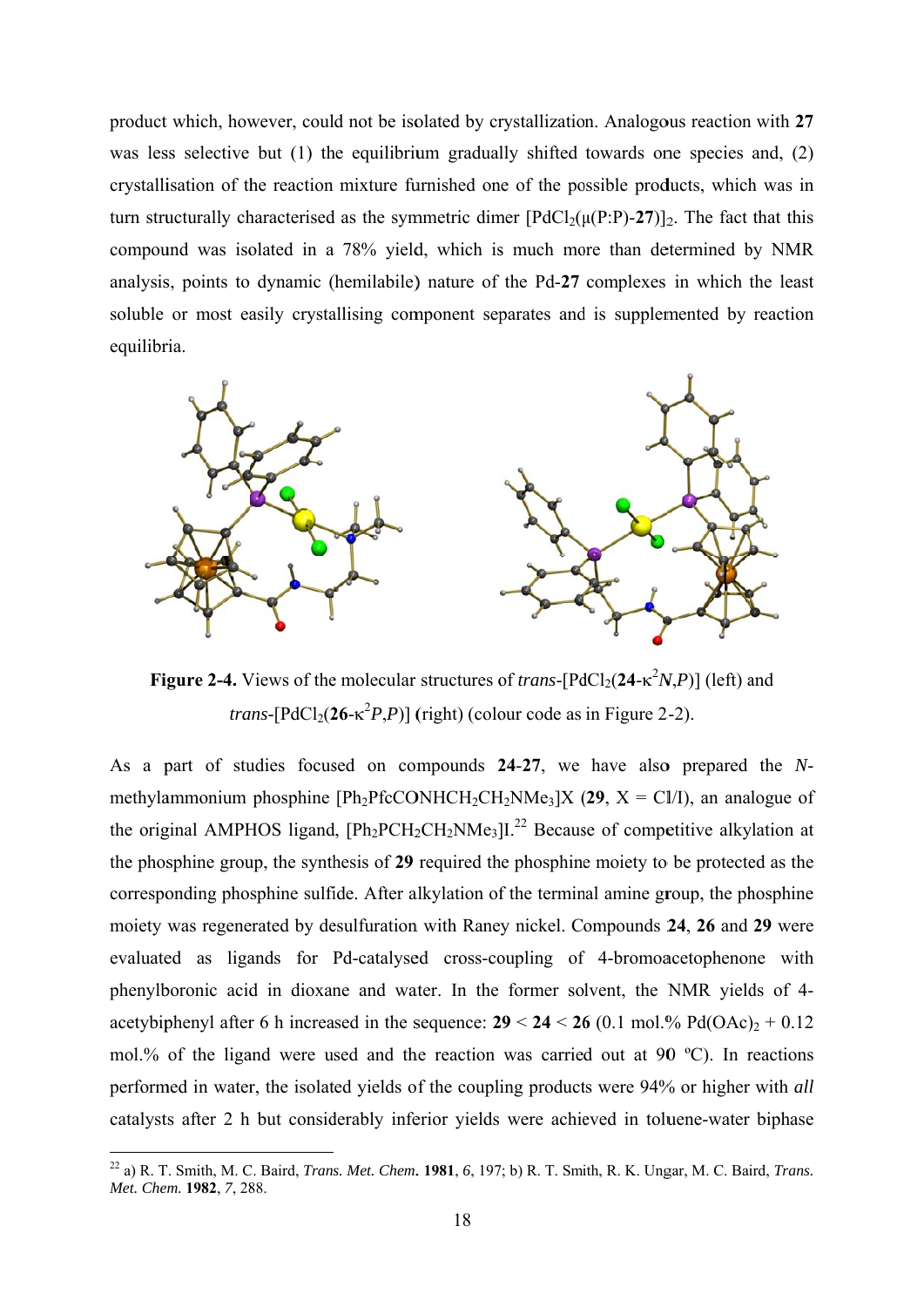product which, however, could not be isolated by crystallization. Analogous reaction with **27** was less selective but (1) the equilibrium gradually shifted towards one species and, (2) crystallisation of the reaction mixture furnished one of the possible products, which was in turn structurally characterised as the symmetric dimer $[PdCl_2(\mu(P{:}P)\text{-}\mathbf{27})]_2$. The fact that this compound was isolated in a 78% yield, which is much more than determined by NMR analysis, points to dynamic (hemilabile) nature of the Pd-**27** complexes in which the least soluble or most easily crystallising component separates and is supplemented by reaction equilibria.

**Figure 2-4.** Views of the molecular structures of *trans*-$[PdCl_2(\mathbf{24}\text{-}\kappa^2 N,P)]$ (left) and *trans*-$[PdCl_2(\mathbf{26}\text{-}\kappa^2 P,P)]$ (right) (colour code as in Figure 2-2).

As a part of studies focused on compounds **24**-**27**, we have also prepared the *N*-methylammonium phosphine $[Ph_2PfcCONHCH_2CH_2NMe_3]X$ (**29**, X = Cl/I), an analogue of the original AMPHOS ligand, $[Ph_2PCH_2CH_2NMe_3]I$.[22] Because of competitive alkylation at the phosphine group, the synthesis of **29** required the phosphine moiety to be protected as the corresponding phosphine sulfide. After alkylation of the terminal amine group, the phosphine moiety was regenerated by desulfuration with Raney nickel. Compounds **24**, **26** and **29** were evaluated as ligands for Pd-catalysed cross-coupling of 4-bromoacetophenone with phenylboronic acid in dioxane and water. In the former solvent, the NMR yields of 4-acetybiphenyl after 6 h increased in the sequence: **29** < **24** < **26** (0.1 mol.% $Pd(OAc)_2$ + 0.12 mol.% of the ligand were used and the reaction was carried out at 90 ºC). In reactions performed in water, the isolated yields of the coupling products were 94% or higher with *all* catalysts after 2 h but considerably inferior yields were achieved in toluene-water biphase

[22] a) R. T. Smith, M. C. Baird, *Trans. Met. Chem.* **1981**, *6*, 197; b) R. T. Smith, R. K. Ungar, M. C. Baird, *Trans. Met. Chem.* **1982**, *7*, 288.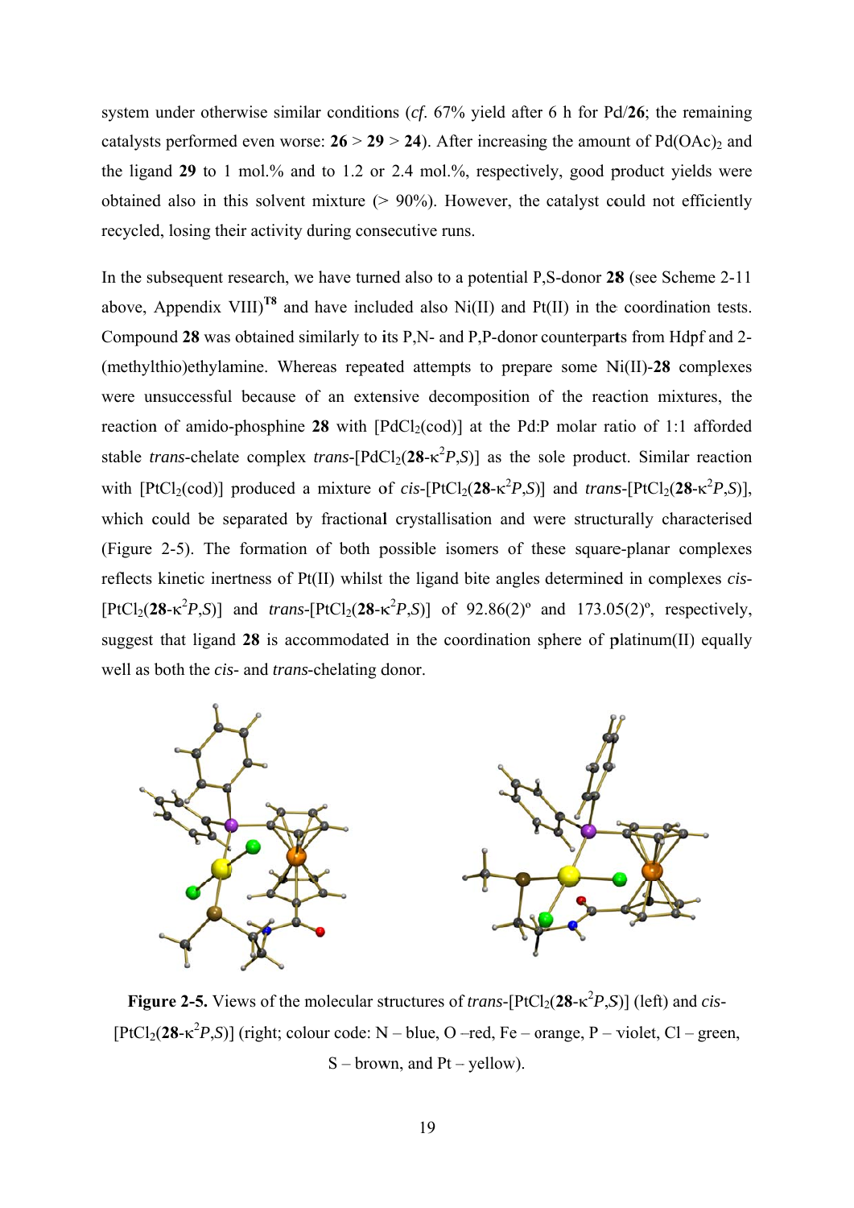system under otherwise similar conditions (*cf*. 67% yield after 6 h for Pd/**26**; the remaining catalysts performed even worse: **26** > **29** > **24**). After increasing the amount of $Pd(OAc)_2$ and the ligand **29** to 1 mol.% and to 1.2 or 2.4 mol.%, respectively, good product yields were obtained also in this solvent mixture (> 90%). However, the catalyst could not efficiently recycled, losing their activity during consecutive runs.

In the subsequent research, we have turned also to a potential P,S-donor **28** (see Scheme 2-11 above, Appendix VIII)**[T8]** and have included also Ni(II) and Pt(II) in the coordination tests. Compound **28** was obtained similarly to its P,N- and P,P-donor counterparts from Hdpf and 2-(methylthio)ethylamine. Whereas repeated attempts to prepare some Ni(II)-**28** complexes were unsuccessful because of an extensive decomposition of the reaction mixtures, the reaction of amido-phosphine **28** with $[PdCl_2(cod)]$ at the Pd:P molar ratio of 1:1 afforded stable *trans*-chelate complex *trans*-$[PdCl_2(\mathbf{28}\text{-}\kappa^2 P,S)]$ as the sole product. Similar reaction with $[PtCl_2(cod)]$ produced a mixture of *cis*-$[PtCl_2(\mathbf{28}\text{-}\kappa^2 P,S)]$ and *trans*-$[PtCl_2(\mathbf{28}\text{-}\kappa^2 P,S)]$, which could be separated by fractional crystallisation and were structurally characterised (Figure 2-5). The formation of both possible isomers of these square-planar complexes reflects kinetic inertness of Pt(II) whilst the ligand bite angles determined in complexes *cis*-$[PtCl_2(\mathbf{28}\text{-}\kappa^2 P,S)]$ and *trans*-$[PtCl_2(\mathbf{28}\text{-}\kappa^2 P,S)]$ of 92.86(2)º and 173.05(2)º, respectively, suggest that ligand **28** is accommodated in the coordination sphere of platinum(II) equally well as both the *cis*- and *trans*-chelating donor.

**Figure 2-5.** Views of the molecular structures of *trans*-$[PtCl_2(\mathbf{28}\text{-}\kappa^2 P,S)]$ (left) and *cis*-$[PtCl_2(\mathbf{28}\text{-}\kappa^2 P,S)]$ (right; colour code: N – blue, O –red, Fe – orange, P – violet, Cl – green, S – brown, and Pt – yellow).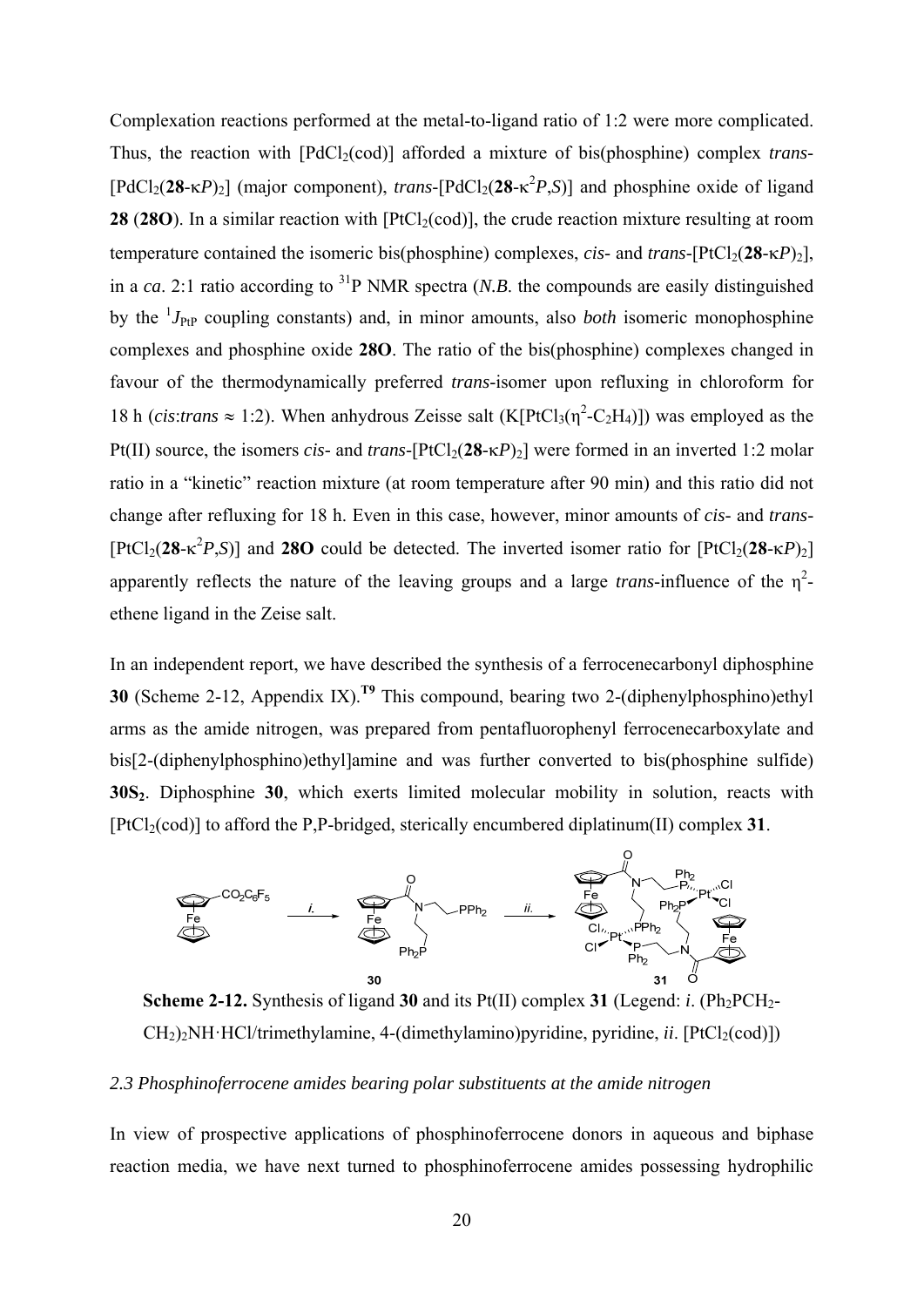Complexation reactions performed at the metal-to-ligand ratio of 1:2 were more complicated. Thus, the reaction with [$PdCl_2$(cod)] afforded a mixture of bis(phosphine) complex *trans*-[$PdCl_2$(**28**-κ*P*)$_2$] (major component), *trans*-[$PdCl_2$(**28**-κ$^2$*P*,*S*)] and phosphine oxide of ligand **28** (**28O**). In a similar reaction with [$PtCl_2$(cod)], the crude reaction mixture resulting at room temperature contained the isomeric bis(phosphine) complexes, *cis*- and *trans*-[$PtCl_2$(**28**-κ*P*)$_2$], in a *ca*. 2:1 ratio according to $^{31}$P NMR spectra (*N.B.* the compounds are easily distinguished by the $^1J_{PtP}$ coupling constants) and, in minor amounts, also *both* isomeric monophosphine complexes and phosphine oxide **28O**. The ratio of the bis(phosphine) complexes changed in favour of the thermodynamically preferred *trans*-isomer upon refluxing in chloroform for 18 h (*cis*:*trans* ≈ 1:2). When anhydrous Zeisse salt (K[$PtCl_3$($\eta^2$-$C_2H_4$)]) was employed as the Pt(II) source, the isomers *cis*- and *trans*-[$PtCl_2$(**28**-κ*P*)$_2$] were formed in an inverted 1:2 molar ratio in a "kinetic" reaction mixture (at room temperature after 90 min) and this ratio did not change after refluxing for 18 h. Even in this case, however, minor amounts of *cis*- and *trans*-[$PtCl_2$(**28**-κ$^2$*P*,*S*)] and **28O** could be detected. The inverted isomer ratio for [$PtCl_2$(**28**-κ*P*)$_2$] apparently reflects the nature of the leaving groups and a large *trans*-influence of the $\eta^2$-ethene ligand in the Zeise salt.

In an independent report, we have described the synthesis of a ferrocenecarbonyl diphosphine **30** (Scheme 2-12, Appendix IX).[T9] This compound, bearing two 2-(diphenylphosphino)ethyl arms as the amide nitrogen, was prepared from pentafluorophenyl ferrocenecarboxylate and bis[2-(diphenylphosphino)ethyl]amine and was further converted to bis(phosphine sulfide) **30S$_2$**. Diphosphine **30**, which exerts limited molecular mobility in solution, reacts with [$PtCl_2$(cod)] to afford the P,P-bridged, sterically encumbered diplatinum(II) complex **31**.

**Scheme 2-12.** Synthesis of ligand **30** and its Pt(II) complex **31** (Legend: *i*. ($Ph_2PCH_2$-$CH_2$)$_2$NH·HCl/trimethylamine, 4-(dimethylamino)pyridine, pyridine, *ii*. [$PtCl_2$(cod)])

*2.3 Phosphinoferrocene amides bearing polar substituents at the amide nitrogen*

In view of prospective applications of phosphinoferrocene donors in aqueous and biphase reaction media, we have next turned to phosphinoferrocene amides possessing hydrophilic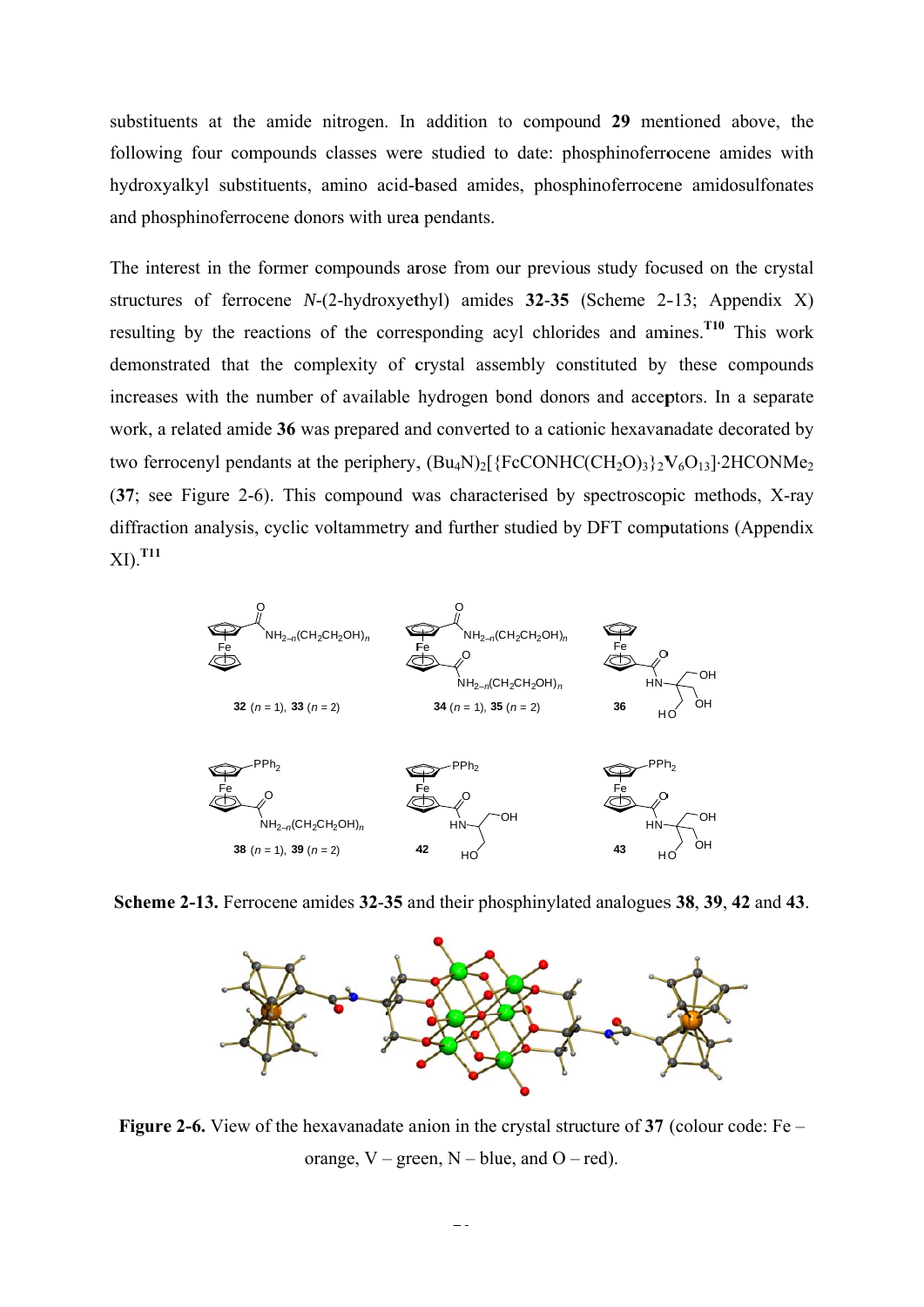substituents at the amide nitrogen. In addition to compound **29** mentioned above, the following four compounds classes were studied to date: phosphinoferrocene amides with hydroxyalkyl substituents, amino acid-based amides, phosphinoferrocene amidosulfonates and phosphinoferrocene donors with urea pendants.

The interest in the former compounds arose from our previous study focused on the crystal structures of ferrocene *N*-(2-hydroxyethyl) amides **32**-**35** (Scheme 2-13; Appendix X) resulting by the reactions of the corresponding acyl chlorides and amines.[T10] This work demonstrated that the complexity of crystal assembly constituted by these compounds increases with the number of available hydrogen bond donors and acceptors. In a separate work, a related amide **36** was prepared and converted to a cationic hexavanadate decorated by two ferrocenyl pendants at the periphery, $(Bu_4N)_2[\{FcCONHC(CH_2O)_3\}_2V_6O_{13}]\cdot 2HCONMe_2$ (**37**; see Figure 2-6). This compound was characterised by spectroscopic methods, X-ray diffraction analysis, cyclic voltammetry and further studied by DFT computations (Appendix XI).[T11]

**Scheme 2-13.** Ferrocene amides **32**-**35** and their phosphinylated analogues **38**, **39**, **42** and **43**.

**Figure 2-6.** View of the hexavanadate anion in the crystal structure of **37** (colour code: Fe – orange, V – green, N – blue, and O – red).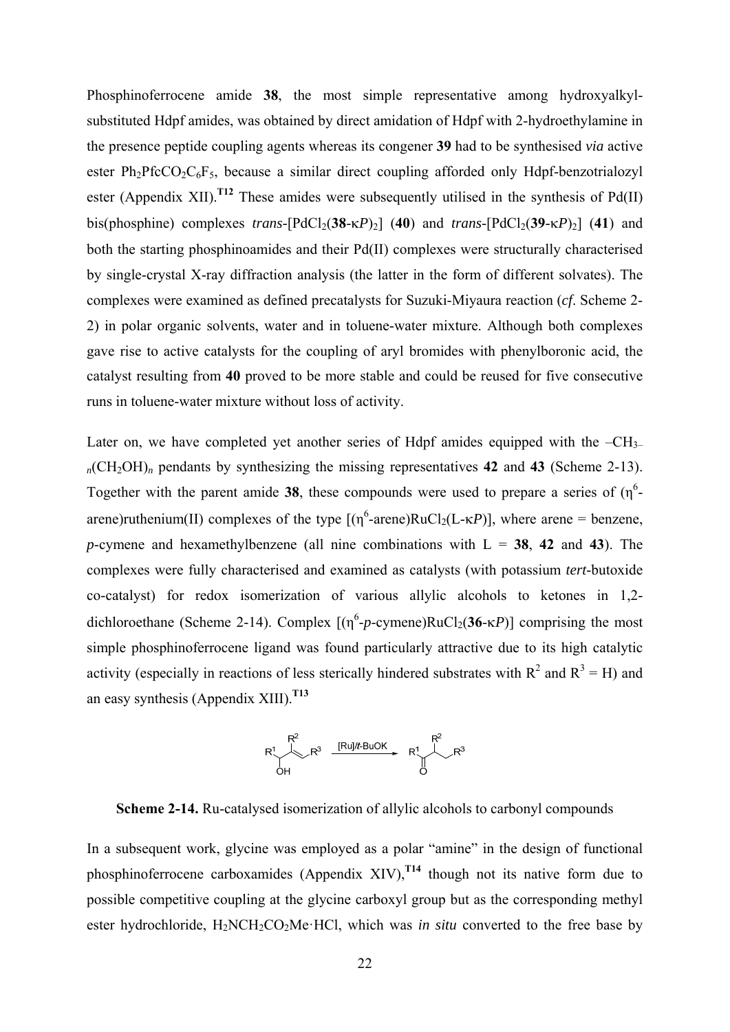Phosphinoferrocene amide **38**, the most simple representative among hydroxyalkyl-substituted Hdpf amides, was obtained by direct amidation of Hdpf with 2-hydroethylamine in the presence peptide coupling agents whereas its congener **39** had to be synthesised *via* active ester $Ph_2PfcCO_2C_6F_5$, because a similar direct coupling afforded only Hdpf-benzotrialozyl ester (Appendix XII).[T12] These amides were subsequently utilised in the synthesis of Pd(II) bis(phosphine) complexes *trans*-[$PdCl_2$(**38**-κ*P*)$_2$] (**40**) and *trans*-[$PdCl_2$(**39**-κ*P*)$_2$] (**41**) and both the starting phosphinoamides and their Pd(II) complexes were structurally characterised by single-crystal X-ray diffraction analysis (the latter in the form of different solvates). The complexes were examined as defined precatalysts for Suzuki-Miyaura reaction (*cf*. Scheme 2-2) in polar organic solvents, water and in toluene-water mixture. Although both complexes gave rise to active catalysts for the coupling of aryl bromides with phenylboronic acid, the catalyst resulting from **40** proved to be more stable and could be reused for five consecutive runs in toluene-water mixture without loss of activity.

Later on, we have completed yet another series of Hdpf amides equipped with the $–CH_{3–n}(CH_2OH)_n$ pendants by synthesizing the missing representatives **42** and **43** (Scheme 2-13). Together with the parent amide **38**, these compounds were used to prepare a series of ($\eta^6$-arene)ruthenium(II) complexes of the type [($\eta^6$-arene)$RuCl_2$(L-κ*P*)], where arene = benzene, *p*-cymene and hexamethylbenzene (all nine combinations with L = **38**, **42** and **43**). The complexes were fully characterised and examined as catalysts (with potassium *tert*-butoxide co-catalyst) for redox isomerization of various allylic alcohols to ketones in 1,2-dichloroethane (Scheme 2-14). Complex [($\eta^6$-*p*-cymene)$RuCl_2$(**36**-κ*P*)] comprising the most simple phosphinoferrocene ligand was found particularly attractive due to its high catalytic activity (especially in reactions of less sterically hindered substrates with $R^2$ and $R^3$ = H) and an easy synthesis (Appendix XIII).[T13]

$$R^1CH(OH)C(R^2)=CHR^3 \xrightarrow{[Ru]/t\text{-}BuOK} R^1C(=O)CH(R^2)CH_2R^3$$

**Scheme 2-14.** Ru-catalysed isomerization of allylic alcohols to carbonyl compounds

In a subsequent work, glycine was employed as a polar "amine" in the design of functional phosphinoferrocene carboxamides (Appendix XIV),[T14] though not its native form due to possible competitive coupling at the glycine carboxyl group but as the corresponding methyl ester hydrochloride, $H_2NCH_2CO_2Me·HCl$, which was *in situ* converted to the free base by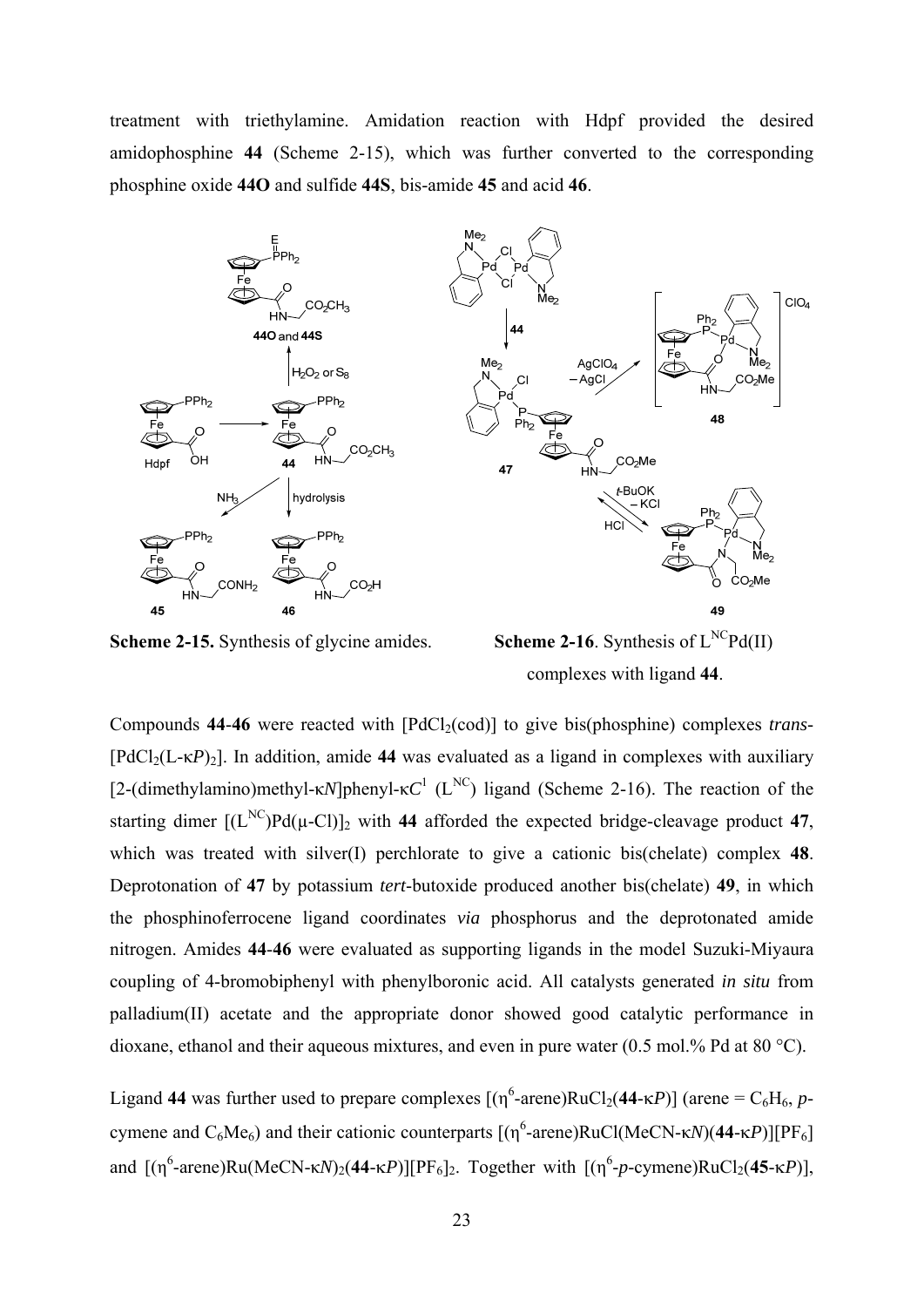treatment with triethylamine. Amidation reaction with Hdpf provided the desired amidophosphine **44** (Scheme 2-15), which was further converted to the corresponding phosphine oxide **44O** and sulfide **44S**, bis-amide **45** and acid **46**.

**Scheme 2-15.** Synthesis of glycine amides.

**Scheme 2-16**. Synthesis of $L^{NC}$Pd(II) complexes with ligand **44**.

Compounds **44**-**46** were reacted with [$PdCl_2$(cod)] to give bis(phosphine) complexes *trans*-[$PdCl_2$(L-κ*P*)$_2$]. In addition, amide **44** was evaluated as a ligand in complexes with auxiliary [2-(dimethylamino)methyl-κ*N*]phenyl-κ$C^1$ ($L^{NC}$) ligand (Scheme 2-16). The reaction of the starting dimer [($L^{NC}$)Pd(μ-Cl)]$_2$ with **44** afforded the expected bridge-cleavage product **47**, which was treated with silver(I) perchlorate to give a cationic bis(chelate) complex **48**. Deprotonation of **47** by potassium *tert*-butoxide produced another bis(chelate) **49**, in which the phosphinoferrocene ligand coordinates *via* phosphorus and the deprotonated amide nitrogen. Amides **44**-**46** were evaluated as supporting ligands in the model Suzuki-Miyaura coupling of 4-bromobiphenyl with phenylboronic acid. All catalysts generated *in situ* from palladium(II) acetate and the appropriate donor showed good catalytic performance in dioxane, ethanol and their aqueous mixtures, and even in pure water (0.5 mol.% Pd at 80 °C).

Ligand **44** was further used to prepare complexes [($\eta^6$-arene)$RuCl_2$(**44**-κ*P*)] (arene = $C_6H_6$, *p*-cymene and $C_6Me_6$) and their cationic counterparts [($\eta^6$-arene)RuCl(MeCN-κ*N*)(**44**-κ*P*)][$PF_6$] and [($\eta^6$-arene)Ru(MeCN-κ*N*)$_2$(**44**-κ*P*)][$PF_6$]$_2$. Together with [($\eta^6$-*p*-cymene)$RuCl_2$(**45**-κ*P*)],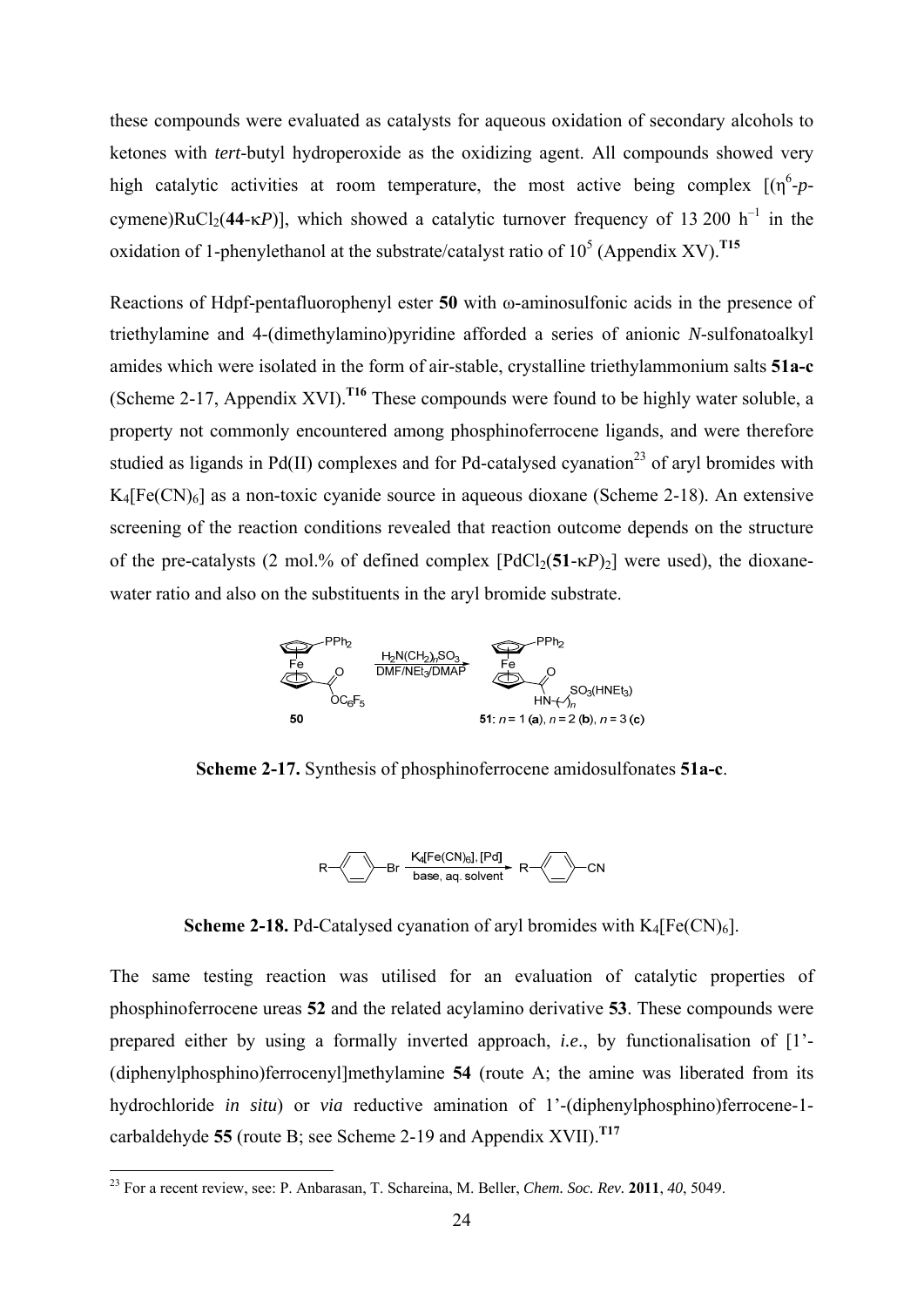these compounds were evaluated as catalysts for aqueous oxidation of secondary alcohols to ketones with *tert*-butyl hydroperoxide as the oxidizing agent. All compounds showed very high catalytic activities at room temperature, the most active being complex [($\eta^6$-*p*-cymene)$RuCl_2$(**44**-κ*P*)], which showed a catalytic turnover frequency of 13 200 $h^{-1}$ in the oxidation of 1-phenylethanol at the substrate/catalyst ratio of $10^5$ (Appendix XV).[T15]

Reactions of Hdpf-pentafluorophenyl ester **50** with ω-aminosulfonic acids in the presence of triethylamine and 4-(dimethylamino)pyridine afforded a series of anionic *N*-sulfonatoalkyl amides which were isolated in the form of air-stable, crystalline triethylammonium salts **51a-c** (Scheme 2-17, Appendix XVI).[T16] These compounds were found to be highly water soluble, a property not commonly encountered among phosphinoferrocene ligands, and were therefore studied as ligands in Pd(II) complexes and for Pd-catalysed cyanation[23] of aryl bromides with $K_4[Fe(CN)_6]$ as a non-toxic cyanide source in aqueous dioxane (Scheme 2-18). An extensive screening of the reaction conditions revealed that reaction outcome depends on the structure of the pre-catalysts (2 mol.% of defined complex [$PdCl_2$(**51**-κ*P*)$_2$] were used), the dioxane-water ratio and also on the substituents in the aryl bromide substrate.

**Scheme 2-17.** Synthesis of phosphinoferrocene amidosulfonates **51a-c**.

**Scheme 2-18.** Pd-Catalysed cyanation of aryl bromides with $K_4[Fe(CN)_6]$.

The same testing reaction was utilised for an evaluation of catalytic properties of phosphinoferrocene ureas **52** and the related acylamino derivative **53**. These compounds were prepared either by using a formally inverted approach, *i.e.*, by functionalisation of [1'-(diphenylphosphino)ferrocenyl]methylamine **54** (route A; the amine was liberated from its hydrochloride *in situ*) or *via* reductive amination of 1'-(diphenylphosphino)ferrocene-1-carbaldehyde **55** (route B; see Scheme 2-19 and Appendix XVII).[T17]

[23] For a recent review, see: P. Anbarasan, T. Schareina, M. Beller, *Chem. Soc. Rev.* **2011**, *40*, 5049.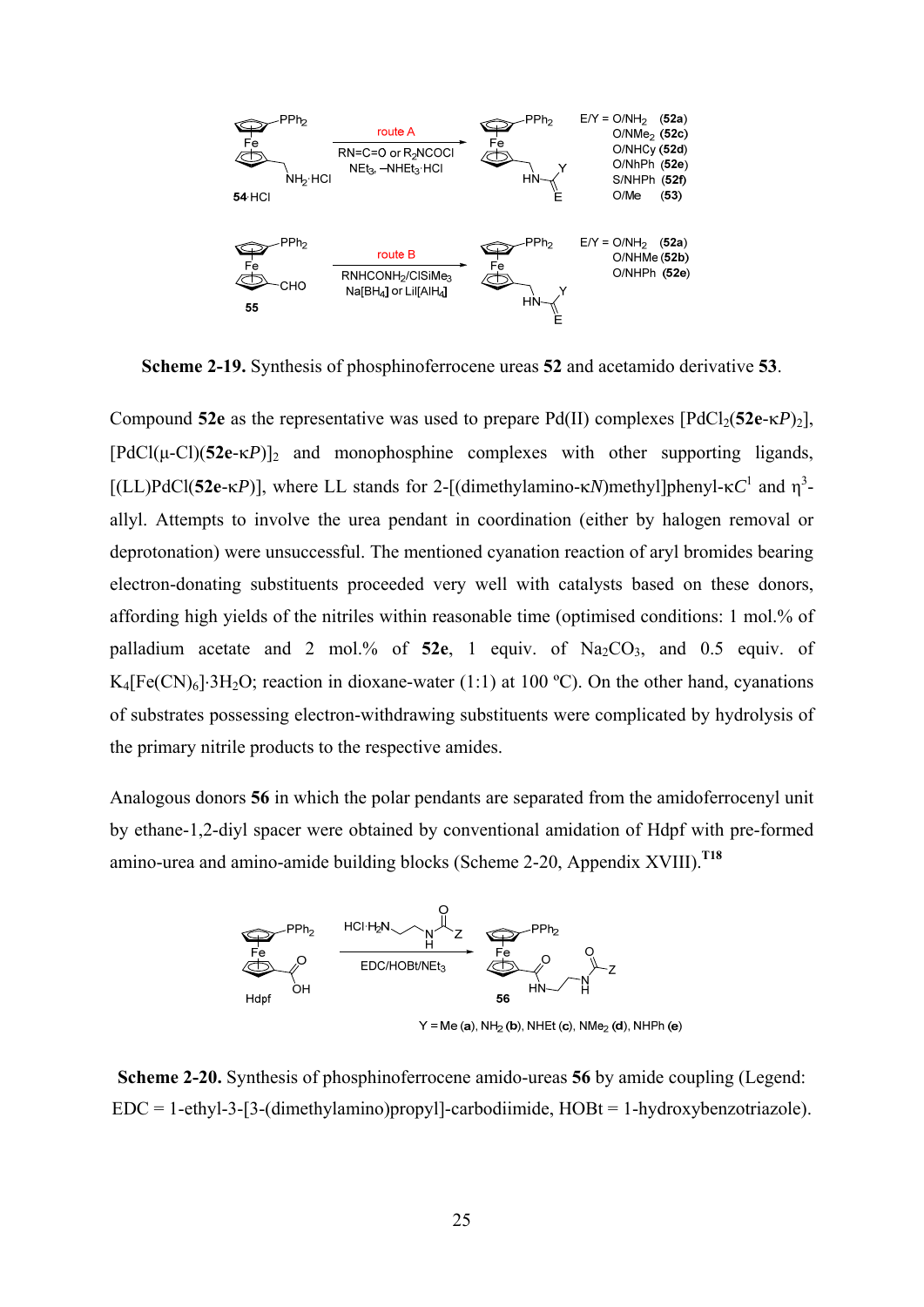**Scheme 2-19.** Synthesis of phosphinoferrocene ureas **52** and acetamido derivative **53**.

Compound **52e** as the representative was used to prepare Pd(II) complexes [$PdCl_2$(**52e**-κ*P*)$_2$], [PdCl(μ-Cl)(**52e**-κ*P*)]$_2$ and monophosphine complexes with other supporting ligands, [(LL)PdCl(**52e**-κ*P*)], where LL stands for 2-[(dimethylamino-κ*N*)methyl]phenyl-κ$C^1$ and $\eta^3$-allyl. Attempts to involve the urea pendant in coordination (either by halogen removal or deprotonation) were unsuccessful. The mentioned cyanation reaction of aryl bromides bearing electron-donating substituents proceeded very well with catalysts based on these donors, affording high yields of the nitriles within reasonable time (optimised conditions: 1 mol.% of palladium acetate and 2 mol.% of **52e**, 1 equiv. of $Na_2CO_3$, and 0.5 equiv. of $K_4[Fe(CN)_6]·3H_2O$; reaction in dioxane-water (1:1) at 100 ºC). On the other hand, cyanations of substrates possessing electron-withdrawing substituents were complicated by hydrolysis of the primary nitrile products to the respective amides.

Analogous donors **56** in which the polar pendants are separated from the amidoferrocenyl unit by ethane-1,2-diyl spacer were obtained by conventional amidation of Hdpf with pre-formed amino-urea and amino-amide building blocks (Scheme 2-20, Appendix XVIII).[T18]

**Scheme 2-20.** Synthesis of phosphinoferrocene amido-ureas **56** by amide coupling (Legend: EDC = 1-ethyl-3-[3-(dimethylamino)propyl]-carbodiimide, HOBt = 1-hydroxybenzotriazole).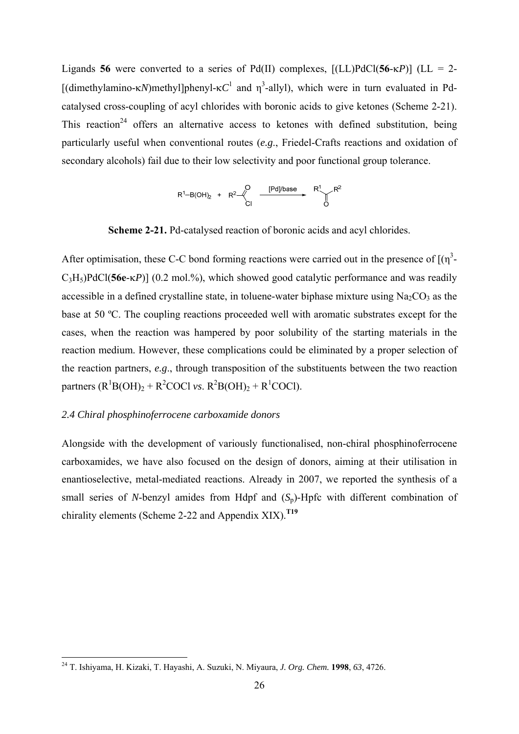Ligands **56** were converted to a series of Pd(II) complexes, [(LL)PdCl(**56**-κ*P*)] (LL = 2-[(dimethylamino-κ*N*)methyl]phenyl-κ$C^1$ and η[3]-allyl), which were in turn evaluated in Pd-catalysed cross-coupling of acyl chlorides with boronic acids to give ketones (Scheme 2-21). This reaction[24] offers an alternative access to ketones with defined substitution, being particularly useful when conventional routes (*e.g*., Friedel-Crafts reactions and oxidation of secondary alcohols) fail due to their low selectivity and poor functional group tolerance.

$$R^1\text{–B(OH)}_2 + R^2\text{–C(O)Cl} \xrightarrow{\text{[Pd]/base}} R^1\text{–C(O)–}R^2$$

**Scheme 2-21.** Pd-catalysed reaction of boronic acids and acyl chlorides.

After optimisation, these C-C bond forming reactions were carried out in the presence of [(η[3]-$C_3H_5$)PdCl(**56e**-κ*P*)] (0.2 mol.%), which showed good catalytic performance and was readily accessible in a defined crystalline state, in toluene-water biphase mixture using $Na_2CO_3$ as the base at 50 ºC. The coupling reactions proceeded well with aromatic substrates except for the cases, when the reaction was hampered by poor solubility of the starting materials in the reaction medium. However, these complications could be eliminated by a proper selection of the reaction partners, *e.g*., through transposition of the substituents between the two reaction partners ($R^1B(OH)_2$ + $R^2COCl$ *vs*. $R^2B(OH)_2$ + $R^1COCl$).

### *2.4 Chiral phosphinoferrocene carboxamide donors*

Alongside with the development of variously functionalised, non-chiral phosphinoferrocene carboxamides, we have also focused on the design of donors, aiming at their utilisation in enantioselective, metal-mediated reactions. Already in 2007, we reported the synthesis of a small series of *N*-benzyl amides from Hdpf and ($S_p$)-Hpfc with different combination of chirality elements (Scheme 2-22 and Appendix XIX).**[T19]**

---

[24] T. Ishiyama, H. Kizaki, T. Hayashi, A. Suzuki, N. Miyaura, *J. Org. Chem.* **1998**, *63*, 4726.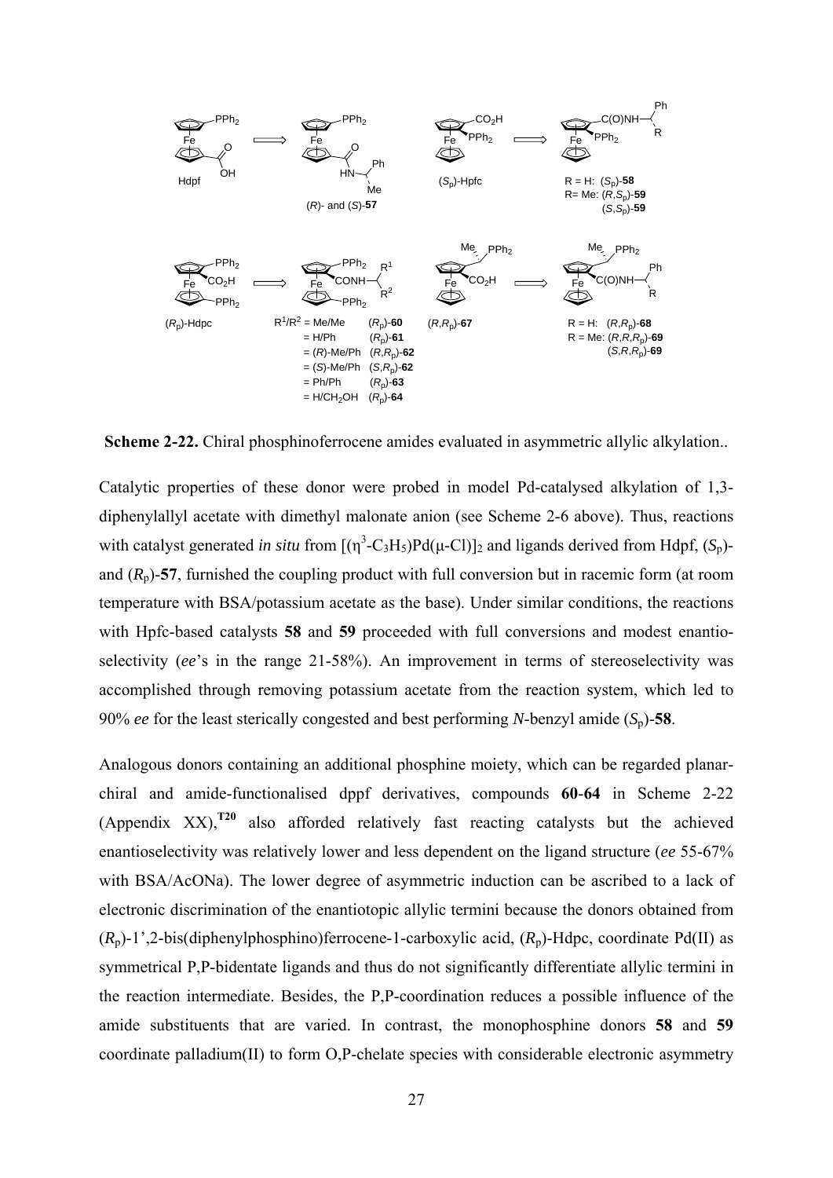**Scheme 2-22.** Chiral phosphinoferrocene amides evaluated in asymmetric allylic alkylation..

Catalytic properties of these donor were probed in model Pd-catalysed alkylation of 1,3-diphenylallyl acetate with dimethyl malonate anion (see Scheme 2-6 above). Thus, reactions with catalyst generated *in situ* from $[(\eta^3\text{-}C_3H_5)Pd(\mu\text{-}Cl)]_2$ and ligands derived from Hdpf, ($S_p$)- and ($R_p$)-**57**, furnished the coupling product with full conversion but in racemic form (at room temperature with BSA/potassium acetate as the base). Under similar conditions, the reactions with Hpfc-based catalysts **58** and **59** proceeded with full conversions and modest enantio-selectivity (*ee*'s in the range 21-58%). An improvement in terms of stereoselectivity was accomplished through removing potassium acetate from the reaction system, which led to 90% *ee* for the least sterically congested and best performing *N*-benzyl amide ($S_p$)-**58**.

Analogous donors containing an additional phosphine moiety, which can be regarded planar-chiral and amide-functionalised dppf derivatives, compounds **60**-**64** in Scheme 2-22 (Appendix XX),[T20] also afforded relatively fast reacting catalysts but the achieved enantioselectivity was relatively lower and less dependent on the ligand structure (*ee* 55-67% with BSA/AcONa). The lower degree of asymmetric induction can be ascribed to a lack of electronic discrimination of the enantiotopic allylic termini because the donors obtained from ($R_p$)-1',2-bis(diphenylphosphino)ferrocene-1-carboxylic acid, ($R_p$)-Hdpc, coordinate Pd(II) as symmetrical P,P-bidentate ligands and thus do not significantly differentiate allylic termini in the reaction intermediate. Besides, the P,P-coordination reduces a possible influence of the amide substituents that are varied. In contrast, the monophosphine donors **58** and **59** coordinate palladium(II) to form O,P-chelate species with considerable electronic asymmetry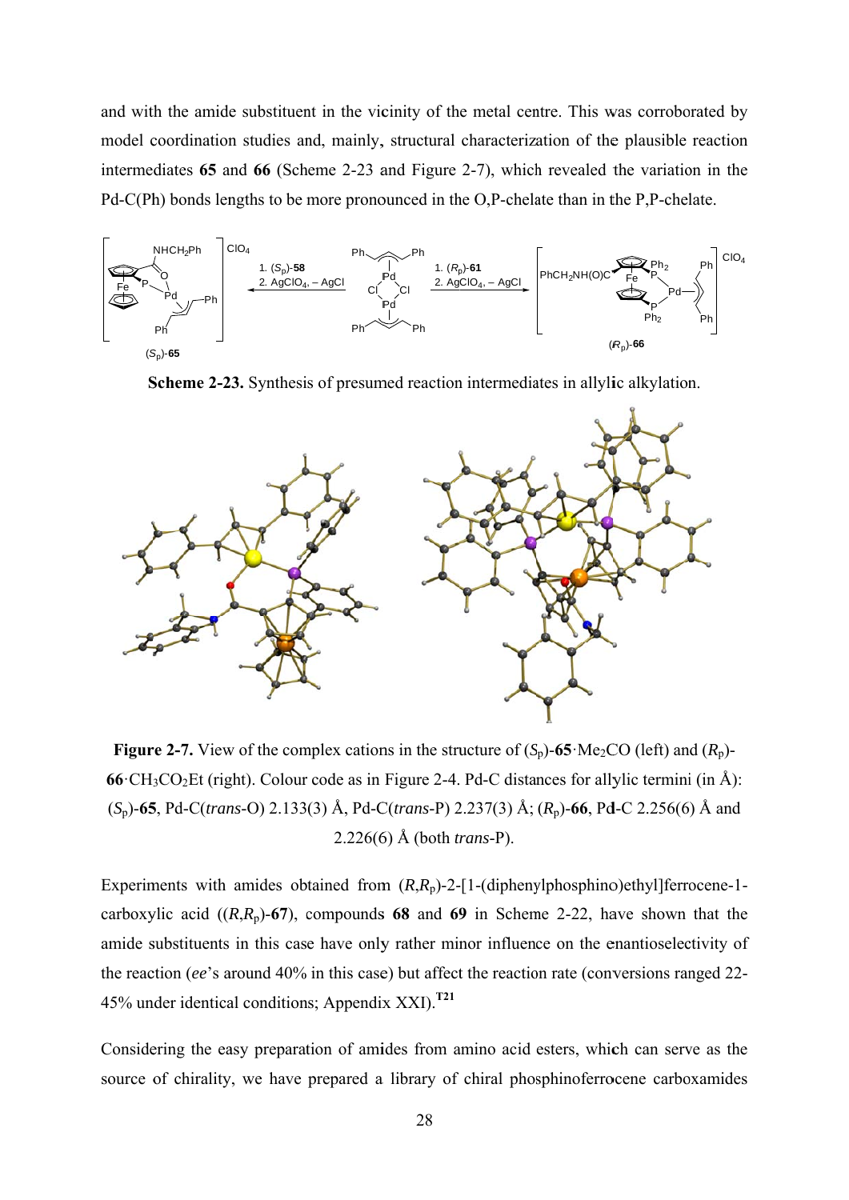and with the amide substituent in the vicinity of the metal centre. This was corroborated by model coordination studies and, mainly, structural characterization of the plausible reaction intermediates **65** and **66** (Scheme 2-23 and Figure 2-7), which revealed the variation in the Pd-C(Ph) bonds lengths to be more pronounced in the O,P-chelate than in the P,P-chelate.

**Scheme 2-23.** Synthesis of presumed reaction intermediates in allylic alkylation.

**Figure 2-7.** View of the complex cations in the structure of ($S_p$)-**65**·$Me_2CO$ (left) and ($R_p$)-**66**·$CH_3CO_2Et$ (right). Colour code as in Figure 2-4. Pd-C distances for allylic termini (in Å): ($S_p$)-**65**, Pd-C(*trans*-O) 2.133(3) Å, Pd-C(*trans*-P) 2.237(3) Å; ($R_p$)-**66**, Pd-C 2.256(6) Å and 2.226(6) Å (both *trans*-P).

Experiments with amides obtained from ($R$,$R_p$)-2-[1-(diphenylphosphino)ethyl]ferrocene-1-carboxylic acid (($R$,$R_p$)-**67**), compounds **68** and **69** in Scheme 2-22, have shown that the amide substituents in this case have only rather minor influence on the enantioselectivity of the reaction (*ee*'s around 40% in this case) but affect the reaction rate (conversions ranged 22-45% under identical conditions; Appendix XXI).[T21]

Considering the easy preparation of amides from amino acid esters, which can serve as the source of chirality, we have prepared a library of chiral phosphinoferrocene carboxamides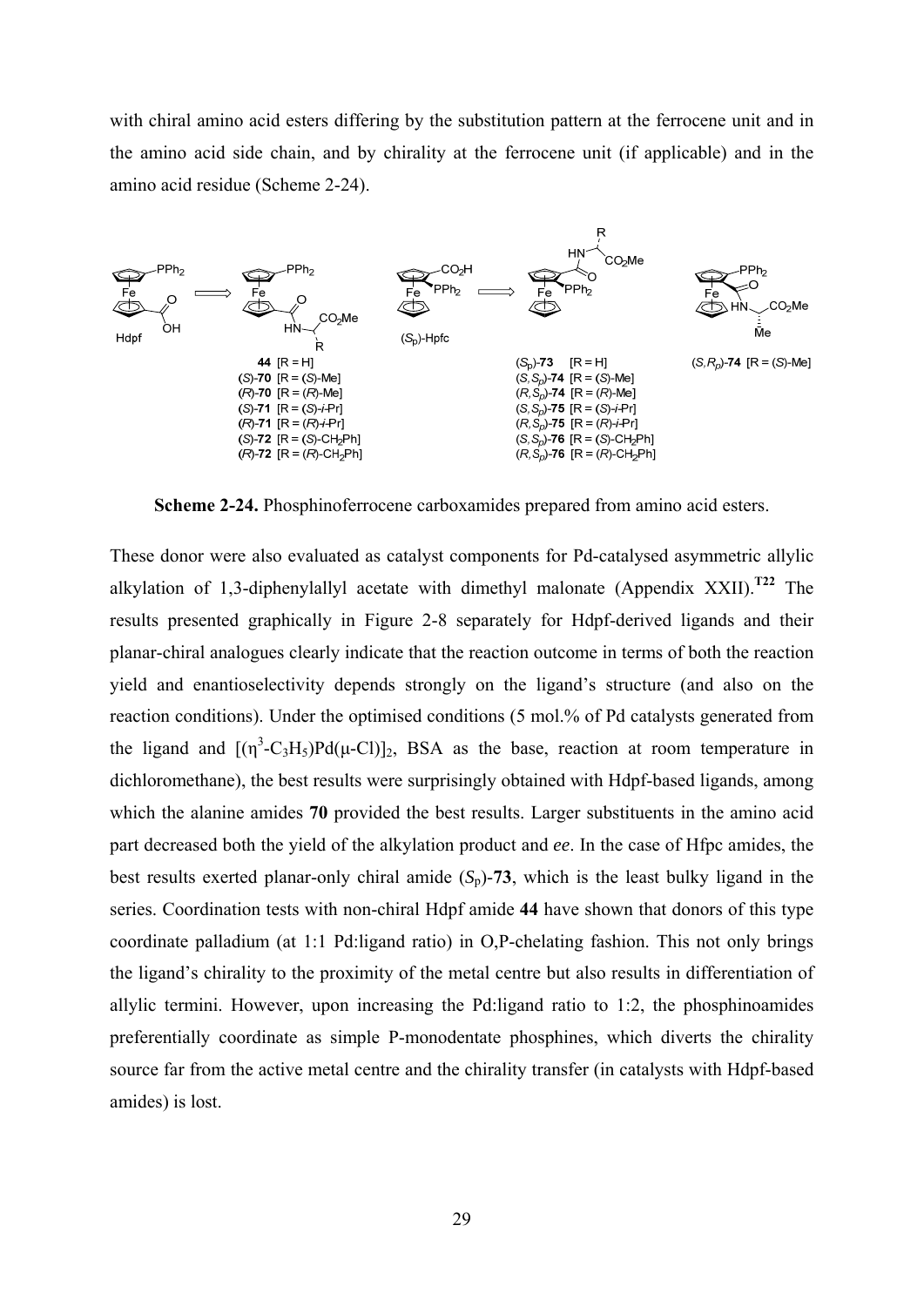with chiral amino acid esters differing by the substitution pattern at the ferrocene unit and in the amino acid side chain, and by chirality at the ferrocene unit (if applicable) and in the amino acid residue (Scheme 2-24).

Hdpf ⟹ **44** [R = H]; (*S*)-**70** [R = (*S*)-Me]; (*R*)-**70** [R = (*R*)-Me]; (*S*)-**71** [R = (*S*)-*i*-Pr]; (*R*)-**71** [R = (*R*)-*i*-Pr]; (*S*)-**72** [R = (*S*)-$CH_2$Ph]; (*R*)-**72** [R = (*R*)-$CH_2$Ph]

($S_p$)-Hpfc ⟹ ($S_p$)-**73** [R = H]; ($S,S_p$)-**74** [R = (*S*)-Me]; ($R,S_p$)-**74** [R = (*R*)-Me]; ($S,S_p$)-**75** [R = (*S*)-*i*-Pr]; ($R,S_p$)-**75** [R = (*R*)-*i*-Pr]; ($S,S_p$)-**76** [R = (*S*)-$CH_2$Ph]; ($R,S_p$)-**76** [R = (*R*)-$CH_2$Ph]

($S,R_p$)-**74** [R = (*S*)-Me]

**Scheme 2-24.** Phosphinoferrocene carboxamides prepared from amino acid esters.

These donor were also evaluated as catalyst components for Pd-catalysed asymmetric allylic alkylation of 1,3-diphenylallyl acetate with dimethyl malonate (Appendix XXII).[T22] The results presented graphically in Figure 2-8 separately for Hdpf-derived ligands and their planar-chiral analogues clearly indicate that the reaction outcome in terms of both the reaction yield and enantioselectivity depends strongly on the ligand's structure (and also on the reaction conditions). Under the optimised conditions (5 mol.% of Pd catalysts generated from the ligand and $[(\eta^3\text{-}C_3H_5)Pd(\mu\text{-}Cl)]_2$, BSA as the base, reaction at room temperature in dichloromethane), the best results were surprisingly obtained with Hdpf-based ligands, among which the alanine amides **70** provided the best results. Larger substituents in the amino acid part decreased both the yield of the alkylation product and *ee*. In the case of Hfpc amides, the best results exerted planar-only chiral amide ($S_p$)-**73**, which is the least bulky ligand in the series. Coordination tests with non-chiral Hdpf amide **44** have shown that donors of this type coordinate palladium (at 1:1 Pd:ligand ratio) in O,P-chelating fashion. This not only brings the ligand's chirality to the proximity of the metal centre but also results in differentiation of allylic termini. However, upon increasing the Pd:ligand ratio to 1:2, the phosphinoamides preferentially coordinate as simple P-monodentate phosphines, which diverts the chirality source far from the active metal centre and the chirality transfer (in catalysts with Hdpf-based amides) is lost.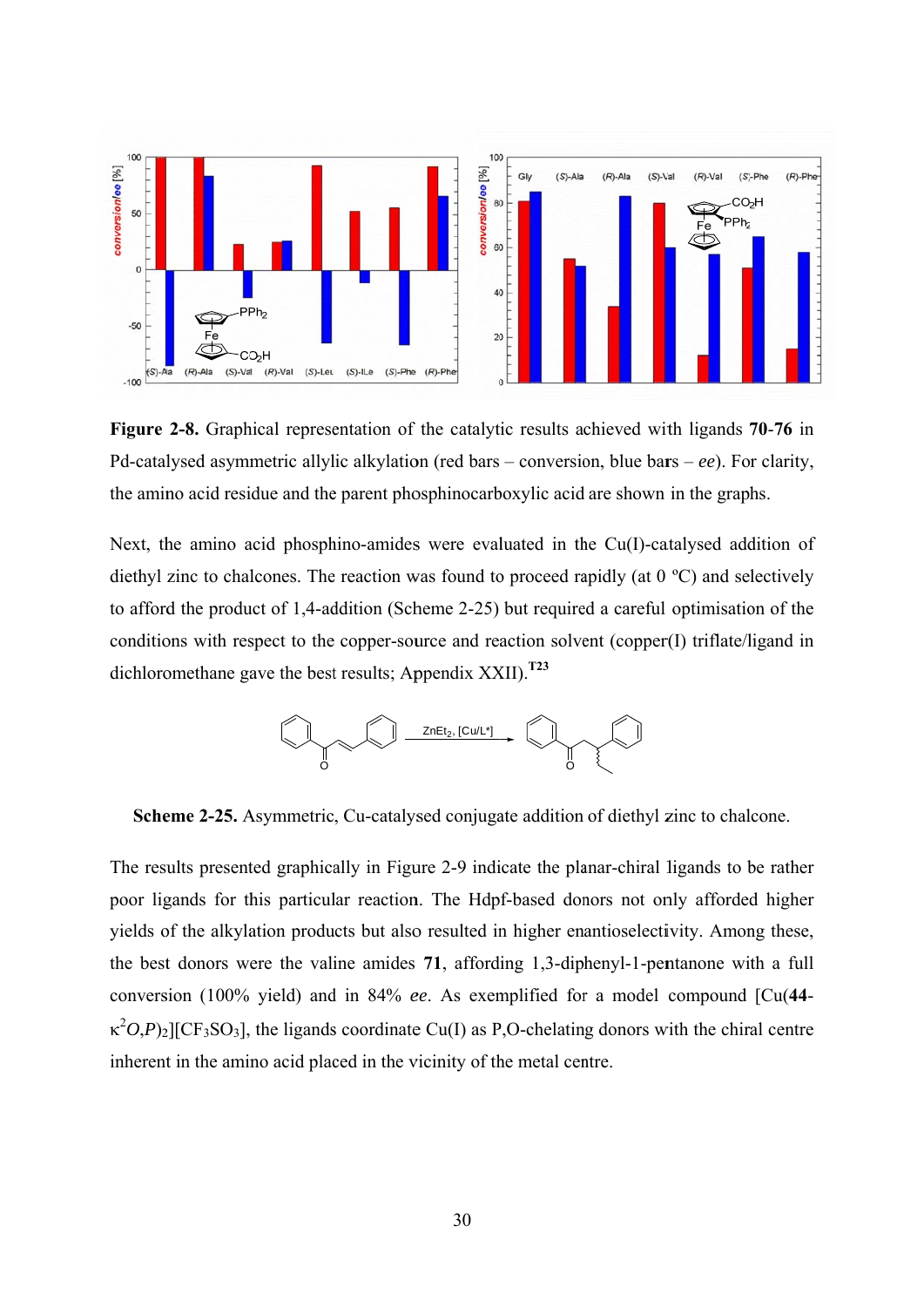**Figure 2-8.** Graphical representation of the catalytic results achieved with ligands **70**-**76** in Pd-catalysed asymmetric allylic alkylation (red bars – conversion, blue bars – *ee*). For clarity, the amino acid residue and the parent phosphinocarboxylic acid are shown in the graphs.

Next, the amino acid phosphino-amides were evaluated in the Cu(I)-catalysed addition of diethyl zinc to chalcones. The reaction was found to proceed rapidly (at 0 ºC) and selectively to afford the product of 1,4-addition (Scheme 2-25) but required a careful optimisation of the conditions with respect to the copper-source and reaction solvent (copper(I) triflate/ligand in dichloromethane gave the best results; Appendix XXII).[T23]

**Scheme 2-25.** Asymmetric, Cu-catalysed conjugate addition of diethyl zinc to chalcone.

The results presented graphically in Figure 2-9 indicate the planar-chiral ligands to be rather poor ligands for this particular reaction. The Hdpf-based donors not only afforded higher yields of the alkylation products but also resulted in higher enantioselectivity. Among these, the best donors were the valine amides **71**, affording 1,3-diphenyl-1-pentanone with a full conversion (100% yield) and in 84% *ee*. As exemplified for a model compound [Cu(**44**-$\kappa^2 O,P$)$_2$][$CF_3SO_3$], the ligands coordinate Cu(I) as P,O-chelating donors with the chiral centre inherent in the amino acid placed in the vicinity of the metal centre.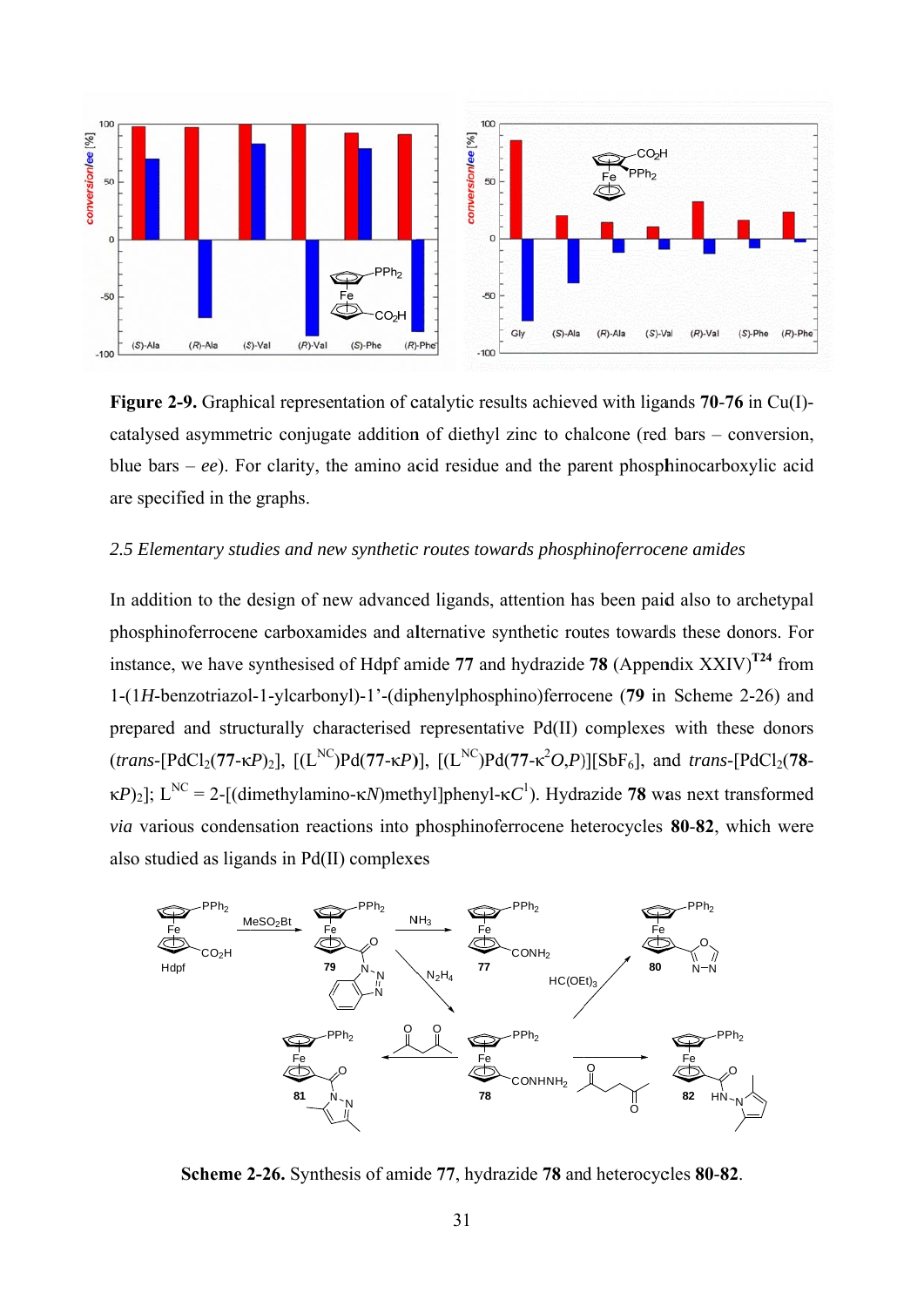**Figure 2-9.** Graphical representation of catalytic results achieved with ligands **70-76** in Cu(I)-catalysed asymmetric conjugate addition of diethyl zinc to chalcone (red bars – conversion, blue bars – *ee*). For clarity, the amino acid residue and the parent phosphinocarboxylic acid are specified in the graphs.

### *2.5 Elementary studies and new synthetic routes towards phosphinoferrocene amides*

In addition to the design of new advanced ligands, attention has been paid also to archetypal phosphinoferrocene carboxamides and alternative synthetic routes towards these donors. For instance, we have synthesised of Hdpf amide **77** and hydrazide **78** (Appendix XXIV)[T24] from 1-(1*H*-benzotriazol-1-ylcarbonyl)-1'-(diphenylphosphino)ferrocene (**79** in Scheme 2-26) and prepared and structurally characterised representative Pd(II) complexes with these donors (*trans*-[$PdCl_2$(**77**-κ*P*)$_2$], [($L^{NC}$)Pd(**77**-κ*P*)], [($L^{NC}$)Pd(**77**-$κ^2$*O*,*P*)][$SbF_6$], and *trans*-[$PdCl_2$(**78**-κ*P*)$_2$]; $L^{NC}$ = 2-[(dimethylamino-κ*N*)methyl]phenyl-κ$C^1$). Hydrazide **78** was next transformed *via* various condensation reactions into phosphinoferrocene heterocycles **80**-**82**, which were also studied as ligands in Pd(II) complexes

**Scheme 2-26.** Synthesis of amide **77**, hydrazide **78** and heterocycles **80**-**82**.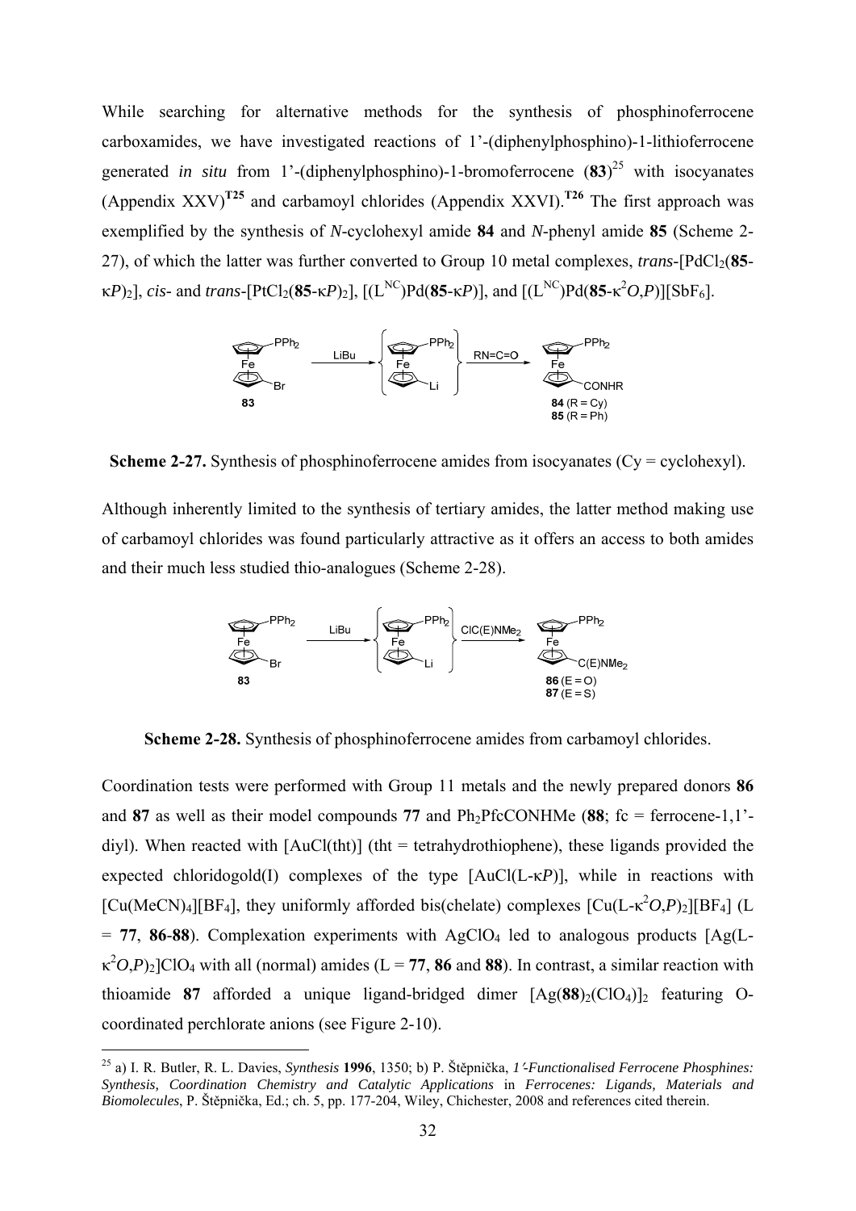While searching for alternative methods for the synthesis of phosphinoferrocene carboxamides, we have investigated reactions of 1'-(diphenylphosphino)-1-lithioferrocene generated *in situ* from 1'-(diphenylphosphino)-1-bromoferrocene (**83**)[25] with isocyanates (Appendix XXV)**[T25]** and carbamoyl chlorides (Appendix XXVI).**[T26]** The first approach was exemplified by the synthesis of *N*-cyclohexyl amide **84** and *N*-phenyl amide **85** (Scheme 2-27), of which the latter was further converted to Group 10 metal complexes, *trans*-[PdCl$_2$(**85**-κ*P*)$_2$], *cis*- and *trans*-[PtCl$_2$(**85**-κ*P*)$_2$], [(L$^{NC}$)Pd(**85**-κ*P*)], and [(L$^{NC}$)Pd(**85**-κ$^2$*O*,*P*)][SbF$_6$].

**Scheme 2-27.** Synthesis of phosphinoferrocene amides from isocyanates (Cy = cyclohexyl).

Although inherently limited to the synthesis of tertiary amides, the latter method making use of carbamoyl chlorides was found particularly attractive as it offers an access to both amides and their much less studied thio-analogues (Scheme 2-28).

**Scheme 2-28.** Synthesis of phosphinoferrocene amides from carbamoyl chlorides.

Coordination tests were performed with Group 11 metals and the newly prepared donors **86** and **87** as well as their model compounds **77** and Ph$_2$PfcCONHMe (**88**; fc = ferrocene-1,1'-diyl). When reacted with [AuCl(tht)] (tht = tetrahydrothiophene), these ligands provided the expected chloridogold(I) complexes of the type [AuCl(L-κ*P*)], while in reactions with [Cu(MeCN)$_4$][BF$_4$], they uniformly afforded bis(chelate) complexes [Cu(L-κ$^2$*O*,*P*)$_2$][BF$_4$] (L = **77**, **86**-**88**). Complexation experiments with AgClO$_4$ led to analogous products [Ag(L-κ$^2$*O*,*P*)$_2$]ClO$_4$ with all (normal) amides (L = **77**, **86** and **88**). In contrast, a similar reaction with thioamide **87** afforded a unique ligand-bridged dimer [Ag(**88**)$_2$(ClO$_4$)]$_2$ featuring O-coordinated perchlorate anions (see Figure 2-10).

---

[25] a) I. R. Butler, R. L. Davies, *Synthesis* **1996**, 1350; b) P. Štěpnička, *1'-Functionalised Ferrocene Phosphines: Synthesis, Coordination Chemistry and Catalytic Applications* in *Ferrocenes: Ligands, Materials and Biomolecules*, P. Štěpnička, Ed.; ch. 5, pp. 177-204, Wiley, Chichester, 2008 and references cited therein.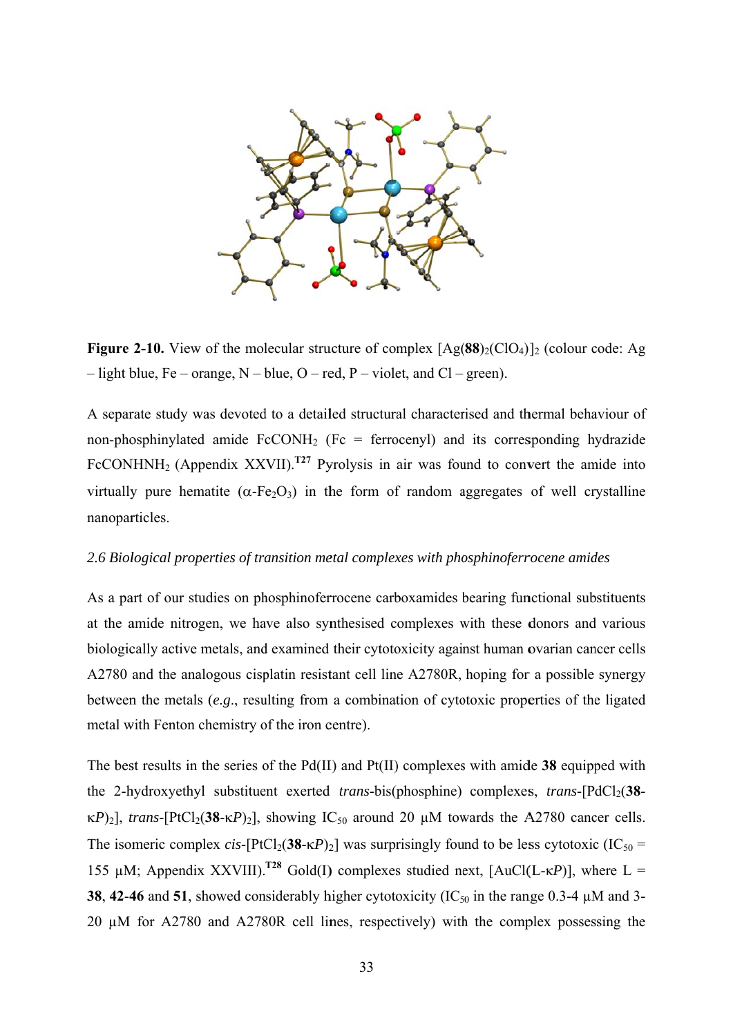**Figure 2-10.** View of the molecular structure of complex $[Ag(\mathbf{88})_2(ClO_4)]_2$ (colour code: Ag – light blue, Fe – orange, N – blue, O – red, P – violet, and Cl – green).

A separate study was devoted to a detailed structural characterised and thermal behaviour of non-phosphinylated amide $FcCONH_2$ (Fc = ferrocenyl) and its corresponding hydrazide $FcCONHNH_2$ (Appendix XXVII).[T27] Pyrolysis in air was found to convert the amide into virtually pure hematite ($\alpha$-$Fe_2O_3$) in the form of random aggregates of well crystalline nanoparticles.

*2.6 Biological properties of transition metal complexes with phosphinoferrocene amides*

As a part of our studies on phosphinoferrocene carboxamides bearing functional substituents at the amide nitrogen, we have also synthesised complexes with these donors and various biologically active metals, and examined their cytotoxicity against human ovarian cancer cells A2780 and the analogous cisplatin resistant cell line A2780R, hoping for a possible synergy between the metals (*e.g.*, resulting from a combination of cytotoxic properties of the ligated metal with Fenton chemistry of the iron centre).

The best results in the series of the Pd(II) and Pt(II) complexes with amide **38** equipped with the 2-hydroxyethyl substituent exerted *trans*-bis(phosphine) complexes, *trans*-$[PdCl_2(\mathbf{38}\text{-}\kappa P)_2]$, *trans*-$[PtCl_2(\mathbf{38}\text{-}\kappa P)_2]$, showing $IC_{50}$ around 20 μM towards the A2780 cancer cells. The isomeric complex *cis*-$[PtCl_2(\mathbf{38}\text{-}\kappa P)_2]$ was surprisingly found to be less cytotoxic ($IC_{50}$ = 155 μM; Appendix XXVIII).[T28] Gold(I) complexes studied next, $[AuCl(L\text{-}\kappa P)]$, where L = **38**, **42**-**46** and **51**, showed considerably higher cytotoxicity ($IC_{50}$ in the range 0.3-4 μM and 3-20 μM for A2780 and A2780R cell lines, respectively) with the complex possessing the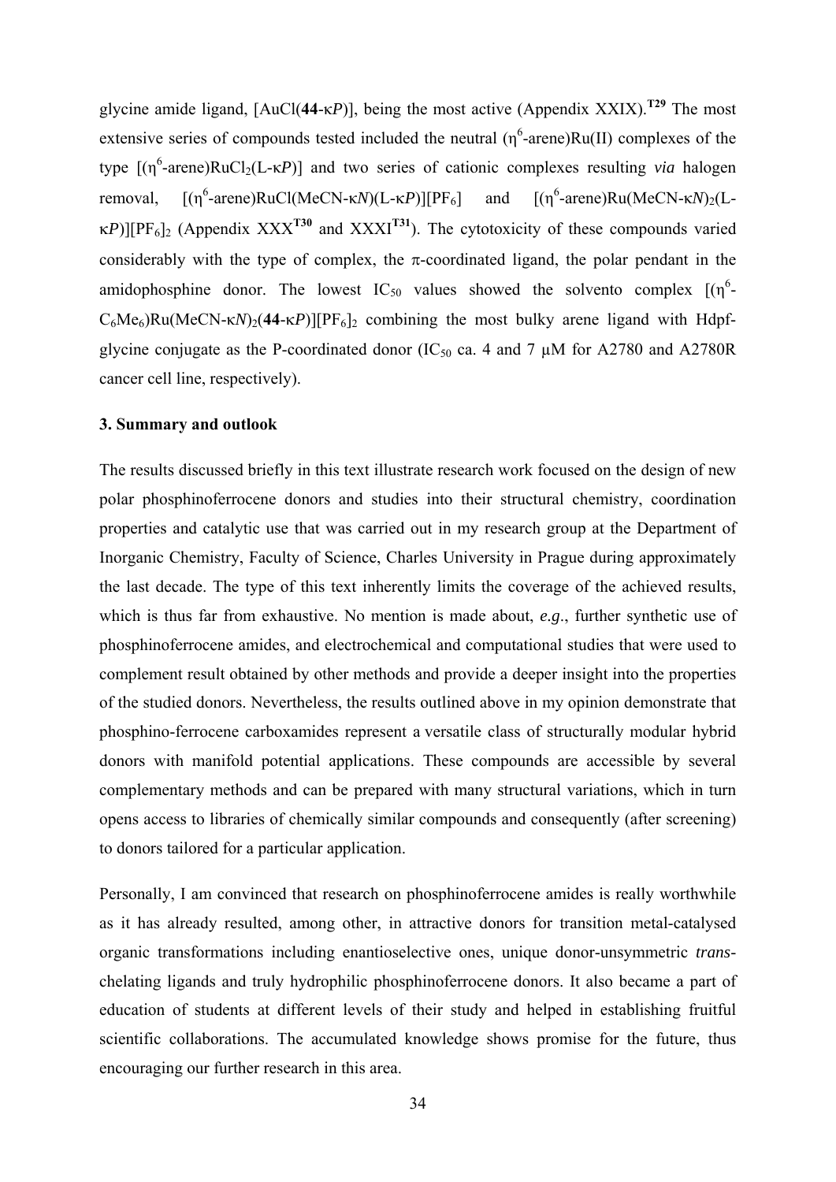glycine amide ligand, [AuCl(**44**-κ*P*)], being the most active (Appendix XXIX).[T29] The most extensive series of compounds tested included the neutral ($\eta^6$-arene)Ru(II) complexes of the type [($\eta^6$-arene)RuCl$_2$(L-κ*P*)] and two series of cationic complexes resulting *via* halogen removal, [($\eta^6$-arene)RuCl(MeCN-κ*N*)(L-κ*P*)][PF$_6$] and [($\eta^6$-arene)Ru(MeCN-κ*N*)$_2$(L-κ*P*)][PF$_6$]$_2$ (Appendix XXX[T30] and XXXI[T31]). The cytotoxicity of these compounds varied considerably with the type of complex, the π-coordinated ligand, the polar pendant in the amidophosphine donor. The lowest IC$_{50}$ values showed the solvento complex [($\eta^6$-C$_6$Me$_6$)Ru(MeCN-κ*N*)$_2$(**44**-κ*P*)][PF$_6$]$_2$ combining the most bulky arene ligand with Hdpf-glycine conjugate as the P-coordinated donor (IC$_{50}$ ca. 4 and 7 μM for A2780 and A2780R cancer cell line, respectively).

### 3. Summary and outlook

The results discussed briefly in this text illustrate research work focused on the design of new polar phosphinoferrocene donors and studies into their structural chemistry, coordination properties and catalytic use that was carried out in my research group at the Department of Inorganic Chemistry, Faculty of Science, Charles University in Prague during approximately the last decade. The type of this text inherently limits the coverage of the achieved results, which is thus far from exhaustive. No mention is made about, *e.g*., further synthetic use of phosphinoferrocene amides, and electrochemical and computational studies that were used to complement result obtained by other methods and provide a deeper insight into the properties of the studied donors. Nevertheless, the results outlined above in my opinion demonstrate that phosphino-ferrocene carboxamides represent a versatile class of structurally modular hybrid donors with manifold potential applications. These compounds are accessible by several complementary methods and can be prepared with many structural variations, which in turn opens access to libraries of chemically similar compounds and consequently (after screening) to donors tailored for a particular application.

Personally, I am convinced that research on phosphinoferrocene amides is really worthwhile as it has already resulted, among other, in attractive donors for transition metal-catalysed organic transformations including enantioselective ones, unique donor-unsymmetric *trans*-chelating ligands and truly hydrophilic phosphinoferrocene donors. It also became a part of education of students at different levels of their study and helped in establishing fruitful scientific collaborations. The accumulated knowledge shows promise for the future, thus encouraging our further research in this area.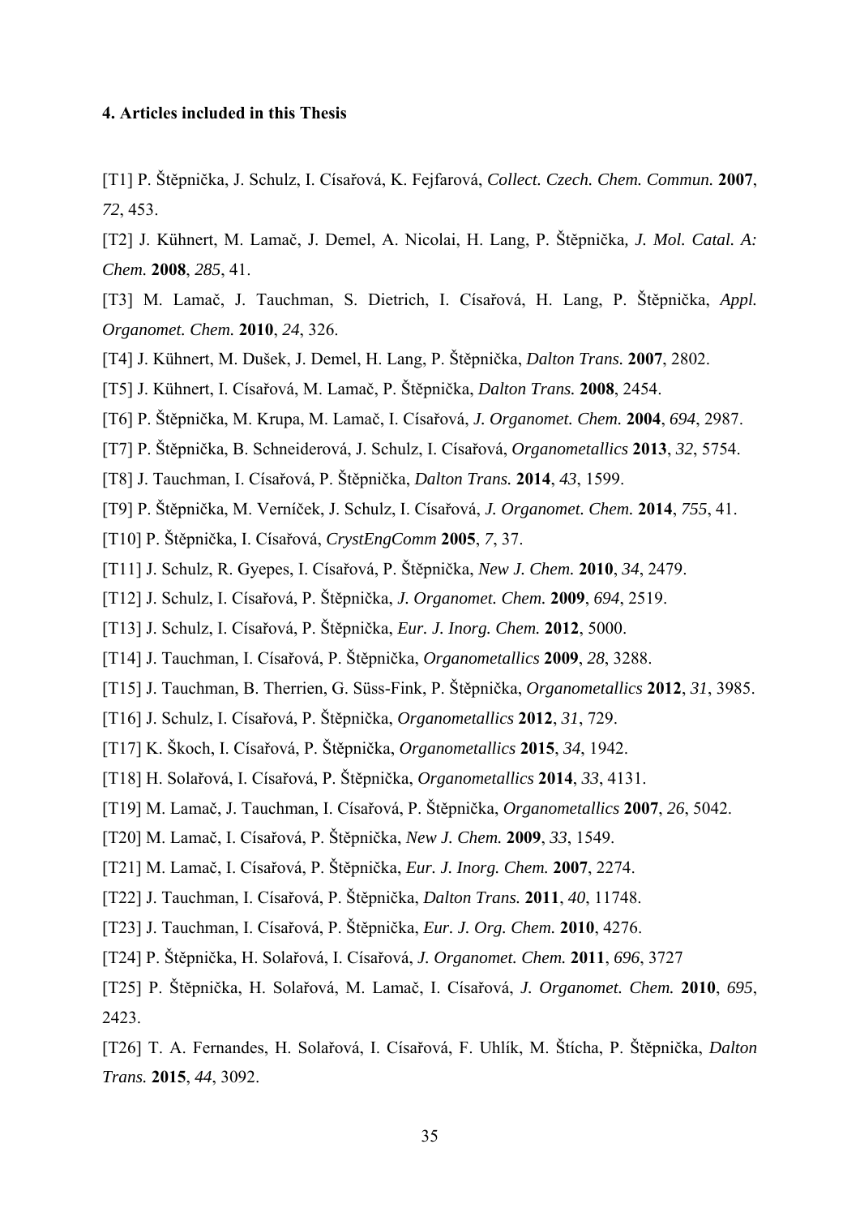## 4. Articles included in this Thesis

[T1] P. Štěpnička, J. Schulz, I. Císařová, K. Fejfarová, *Collect. Czech. Chem. Commun.* **2007**, *72*, 453.

[T2] J. Kühnert, M. Lamač, J. Demel, A. Nicolai, H. Lang, P. Štěpnička, *J. Mol. Catal. A: Chem.* **2008**, *285*, 41.

[T3] M. Lamač, J. Tauchman, S. Dietrich, I. Císařová, H. Lang, P. Štěpnička, *Appl. Organomet. Chem.* **2010**, *24*, 326.

[T4] J. Kühnert, M. Dušek, J. Demel, H. Lang, P. Štěpnička, *Dalton Trans.* **2007**, 2802.

[T5] J. Kühnert, I. Císařová, M. Lamač, P. Štěpnička, *Dalton Trans.* **2008**, 2454.

[T6] P. Štěpnička, M. Krupa, M. Lamač, I. Císařová, *J. Organomet. Chem.* **2004**, *694*, 2987.

[T7] P. Štěpnička, B. Schneiderová, J. Schulz, I. Císařová, *Organometallics* **2013**, *32*, 5754.

[T8] J. Tauchman, I. Císařová, P. Štěpnička, *Dalton Trans.* **2014**, *43*, 1599.

[T9] P. Štěpnička, M. Verníček, J. Schulz, I. Císařová, *J. Organomet. Chem.* **2014**, *755*, 41.

[T10] P. Štěpnička, I. Císařová, *CrystEngComm* **2005**, *7*, 37.

[T11] J. Schulz, R. Gyepes, I. Císařová, P. Štěpnička, *New J. Chem.* **2010**, *34*, 2479.

[T12] J. Schulz, I. Císařová, P. Štěpnička, *J. Organomet. Chem.* **2009**, *694*, 2519.

[T13] J. Schulz, I. Císařová, P. Štěpnička, *Eur. J. Inorg. Chem.* **2012**, 5000.

[T14] J. Tauchman, I. Císařová, P. Štěpnička, *Organometallics* **2009**, *28*, 3288.

[T15] J. Tauchman, B. Therrien, G. Süss-Fink, P. Štěpnička, *Organometallics* **2012**, *31*, 3985.

[T16] J. Schulz, I. Císařová, P. Štěpnička, *Organometallics* **2012**, *31*, 729.

[T17] K. Škoch, I. Císařová, P. Štěpnička, *Organometallics* **2015**, *34*, 1942.

[T18] H. Solařová, I. Císařová, P. Štěpnička, *Organometallics* **2014**, *33*, 4131.

[T19] M. Lamač, J. Tauchman, I. Císařová, P. Štěpnička, *Organometallics* **2007**, *26*, 5042.

[T20] M. Lamač, I. Císařová, P. Štěpnička, *New J. Chem.* **2009**, *33*, 1549.

[T21] M. Lamač, I. Císařová, P. Štěpnička, *Eur. J. Inorg. Chem.* **2007**, 2274.

[T22] J. Tauchman, I. Císařová, P. Štěpnička, *Dalton Trans.* **2011**, *40*, 11748.

[T23] J. Tauchman, I. Císařová, P. Štěpnička, *Eur. J. Org. Chem.* **2010**, 4276.

[T24] P. Štěpnička, H. Solařová, I. Císařová, *J. Organomet. Chem.* **2011**, *696*, 3727

[T25] P. Štěpnička, H. Solařová, M. Lamač, I. Císařová, *J. Organomet. Chem.* **2010**, *695*, 2423.

[T26] T. A. Fernandes, H. Solařová, I. Císařová, F. Uhlík, M. Štícha, P. Štěpnička, *Dalton Trans.* **2015**, *44*, 3092.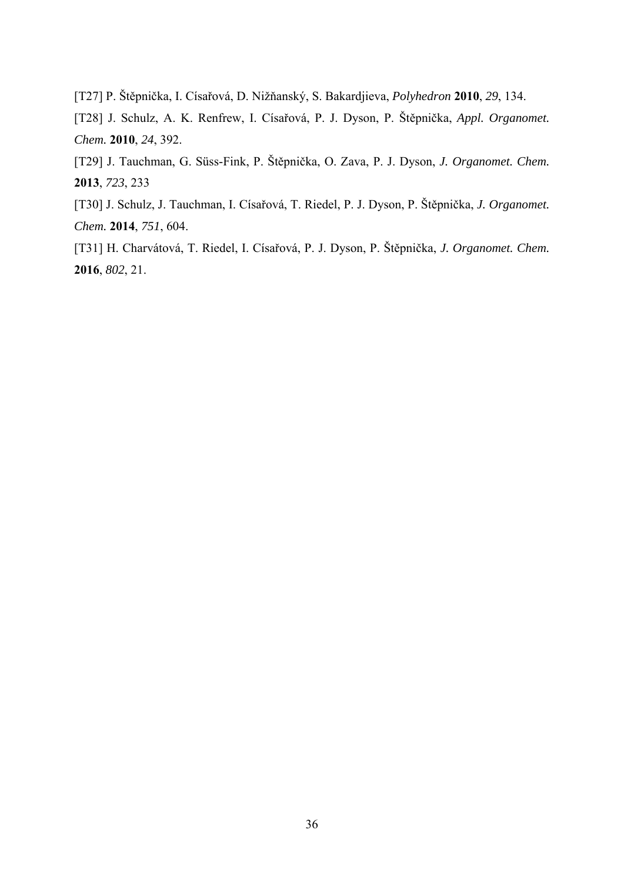[T27] P. Štěpnička, I. Císařová, D. Nižňanský, S. Bakardjieva, *Polyhedron* **2010**, *29*, 134.

[T28] J. Schulz, A. K. Renfrew, I. Císařová, P. J. Dyson, P. Štěpnička, *Appl. Organomet. Chem.* **2010**, *24*, 392.

[T29] J. Tauchman, G. Süss-Fink, P. Štěpnička, O. Zava, P. J. Dyson, *J. Organomet. Chem.* **2013**, *723*, 233

[T30] J. Schulz, J. Tauchman, I. Císařová, T. Riedel, P. J. Dyson, P. Štěpnička, *J. Organomet. Chem.* **2014**, *751*, 604.

[T31] H. Charvátová, T. Riedel, I. Císařová, P. J. Dyson, P. Štěpnička, *J. Organomet. Chem.* **2016**, *802*, 21.